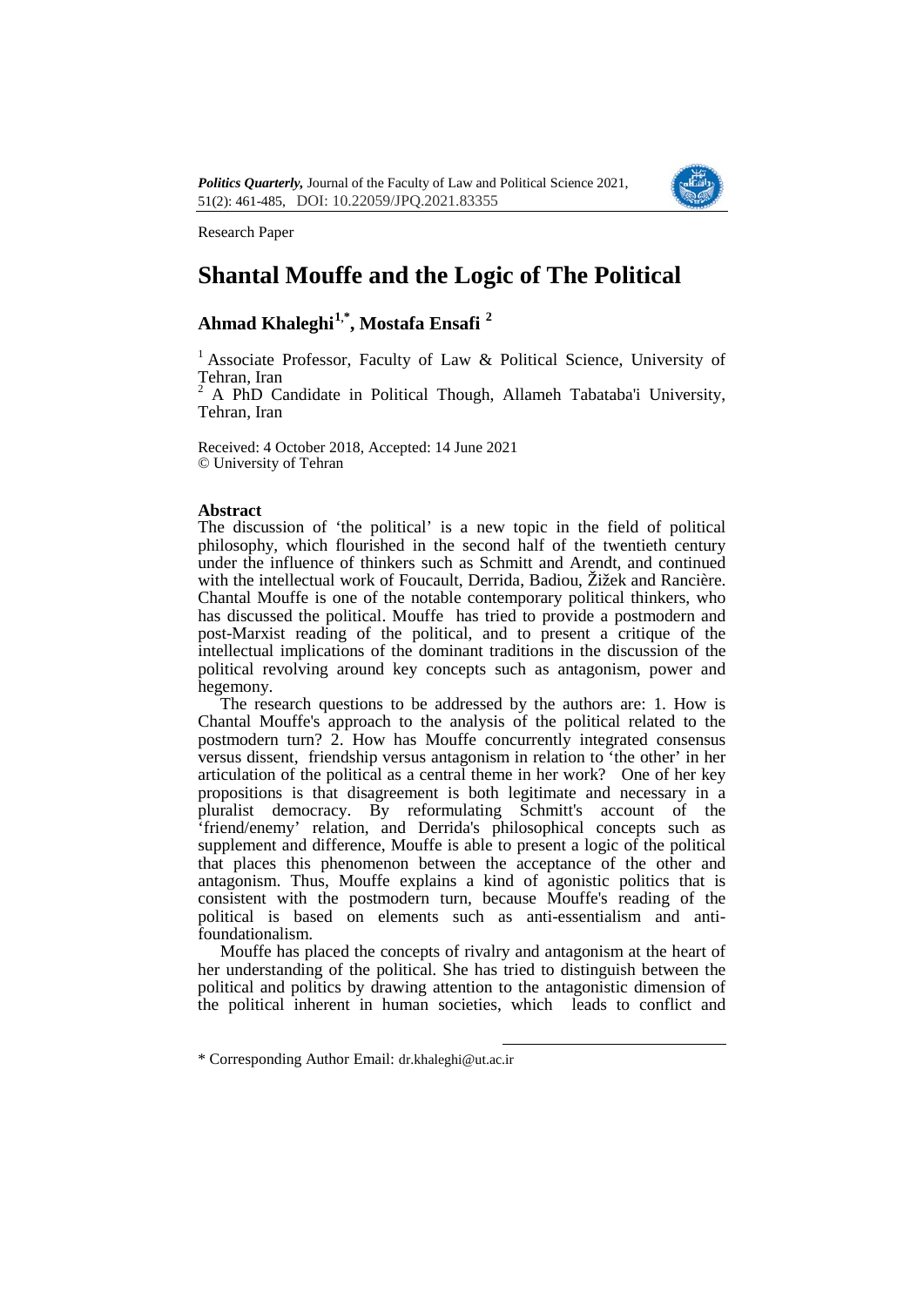*Politics Quarterly,* Journal of the Faculty of Law and Political Science 2021, 51(2): 461-485, DOI: 10.22059/JPQ.2021.83355

Research Paper

# Shantal Mouffe and the Logic of The Political

## Ahmad Khaleghi[1,*], Mostafa Ensafi [2]

[1] Associate Professor, Faculty of Law & Political Science, University of Tehran, Iran

[2] A PhD Candidate in Political Though, Allameh Tabataba'i University, Tehran, Iran

Received: 4 October 2018, Accepted: 14 June 2021
© University of Tehran

### Abstract

The discussion of 'the political' is a new topic in the field of political philosophy, which flourished in the second half of the twentieth century under the influence of thinkers such as Schmitt and Arendt, and continued with the intellectual work of Foucault, Derrida, Badiou, Žižek and Rancière. Chantal Mouffe is one of the notable contemporary political thinkers, who has discussed the political. Mouffe has tried to provide a postmodern and post-Marxist reading of the political, and to present a critique of the intellectual implications of the dominant traditions in the discussion of the political revolving around key concepts such as antagonism, power and hegemony.

The research questions to be addressed by the authors are: 1. How is Chantal Mouffe's approach to the analysis of the political related to the postmodern turn? 2. How has Mouffe concurrently integrated consensus versus dissent, friendship versus antagonism in relation to 'the other' in her articulation of the political as a central theme in her work? One of her key propositions is that disagreement is both legitimate and necessary in a pluralist democracy. By reformulating Schmitt's account of the 'friend/enemy' relation, and Derrida's philosophical concepts such as supplement and difference, Mouffe is able to present a logic of the political that places this phenomenon between the acceptance of the other and antagonism. Thus, Mouffe explains a kind of agonistic politics that is consistent with the postmodern turn, because Mouffe's reading of the political is based on elements such as anti-essentialism and anti-foundationalism.

Mouffe has placed the concepts of rivalry and antagonism at the heart of her understanding of the political. She has tried to distinguish between the political and politics by drawing attention to the antagonistic dimension of the political inherent in human societies, which leads to conflict and

* Corresponding Author Email: dr.khaleghi@ut.ac.ir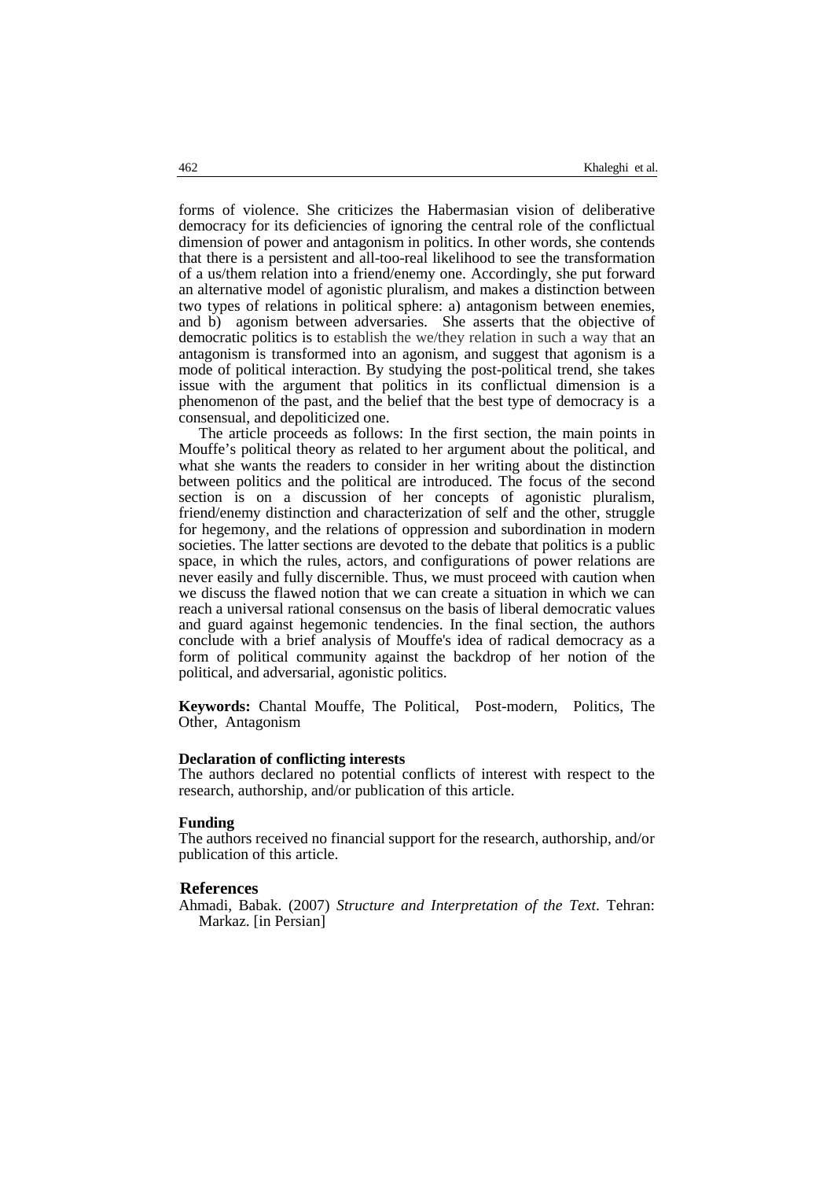forms of violence. She criticizes the Habermasian vision of deliberative democracy for its deficiencies of ignoring the central role of the conflictual dimension of power and antagonism in politics. In other words, she contends that there is a persistent and all-too-real likelihood to see the transformation of a us/them relation into a friend/enemy one. Accordingly, she put forward an alternative model of agonistic pluralism, and makes a distinction between two types of relations in political sphere: a) antagonism between enemies, and b) agonism between adversaries. She asserts that the objective of democratic politics is to establish the we/they relation in such a way that an antagonism is transformed into an agonism, and suggest that agonism is a mode of political interaction. By studying the post-political trend, she takes issue with the argument that politics in its conflictual dimension is a phenomenon of the past, and the belief that the best type of democracy is a consensual, and depoliticized one.

The article proceeds as follows: In the first section, the main points in Mouffe's political theory as related to her argument about the political, and what she wants the readers to consider in her writing about the distinction between politics and the political are introduced. The focus of the second section is on a discussion of her concepts of agonistic pluralism, friend/enemy distinction and characterization of self and the other, struggle for hegemony, and the relations of oppression and subordination in modern societies. The latter sections are devoted to the debate that politics is a public space, in which the rules, actors, and configurations of power relations are never easily and fully discernible. Thus, we must proceed with caution when we discuss the flawed notion that we can create a situation in which we can reach a universal rational consensus on the basis of liberal democratic values and guard against hegemonic tendencies. In the final section, the authors conclude with a brief analysis of Mouffe's idea of radical democracy as a form of political community against the backdrop of her notion of the political, and adversarial, agonistic politics.

**Keywords:** Chantal Mouffe, The Political, Post-modern, Politics, The Other, Antagonism

**Declaration of conflicting interests**

The authors declared no potential conflicts of interest with respect to the research, authorship, and/or publication of this article.

**Funding**

The authors received no financial support for the research, authorship, and/or publication of this article.

## References

Ahmadi, Babak. (2007) *Structure and Interpretation of the Text*. Tehran: Markaz. [in Persian]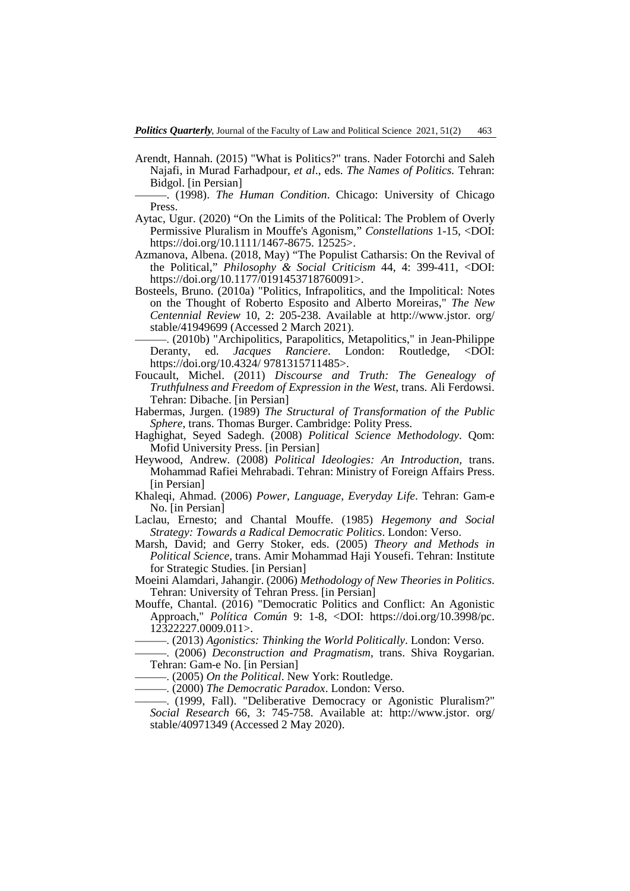Arendt, Hannah. (2015) "What is Politics?" trans. Nader Fotorchi and Saleh Najafi, in Murad Farhadpour, *et al*., eds. *The Names of Politics.* Tehran: Bidgol. [in Persian]

———. (1998). *The Human Condition*. Chicago: University of Chicago Press.

Aytac, Ugur. (2020) "On the Limits of the Political: The Problem of Overly Permissive Pluralism in Mouffe's Agonism," *Constellations* 1-15, <DOI: https://doi.org/10.1111/1467-8675. 12525>.

Azmanova, Albena. (2018, May) "The Populist Catharsis: On the Revival of the Political," *Philosophy & Social Criticism* 44, 4: 399-411, <DOI: https://doi.org/10.1177/0191453718760091>.

Bosteels, Bruno. (2010a) "Politics, Infrapolitics, and the Impolitical: Notes on the Thought of Roberto Esposito and Alberto Moreiras," *The New Centennial Review* 10, 2: 205-238. Available at http://www.jstor. org/ stable/41949699 (Accessed 2 March 2021).

———. (2010b) "Archipolitics, Parapolitics, Metapolitics," in Jean-Philippe Deranty, ed. *Jacques Ranciere*. London: Routledge, <DOI: https://doi.org/10.4324/ 9781315711485>.

Foucault, Michel. (2011) *Discourse and Truth: The Genealogy of Truthfulness and Freedom of Expression in the West*, trans. Ali Ferdowsi. Tehran: Dibache. [in Persian]

Habermas, Jurgen. (1989) *The Structural of Transformation of the Public Sphere*, trans. Thomas Burger. Cambridge: Polity Press.

Haghighat, Seyed Sadegh. (2008) *Political Science Methodology*. Qom: Mofid University Press. [in Persian]

Heywood, Andrew. (2008) *Political Ideologies: An Introduction*, trans. Mohammad Rafiei Mehrabadi. Tehran: Ministry of Foreign Affairs Press. [in Persian]

Khaleqi, Ahmad. (2006) *Power, Language, Everyday Life*. Tehran: Gam-e No. [in Persian]

Laclau, Ernesto; and Chantal Mouffe. (1985) *Hegemony and Social Strategy: Towards a Radical Democratic Politics*. London: Verso.

Marsh, David; and Gerry Stoker, eds. (2005) *Theory and Methods in Political Science*, trans. Amir Mohammad Haji Yousefi. Tehran: Institute for Strategic Studies. [in Persian]

Moeini Alamdari, Jahangir. (2006) *Methodology of New Theories in Politics*. Tehran: University of Tehran Press. [in Persian]

Mouffe, Chantal. (2016) "Democratic Politics and Conflict: An Agonistic Approach," *Política Común* 9: 1-8, <DOI: https://doi.org/10.3998/pc. 12322227.0009.011>.

———. (2013) *Agonistics: Thinking the World Politically*. London: Verso.

———. (2006) *Deconstruction and Pragmatism*, trans. Shiva Roygarian. Tehran: Gam-e No. [in Persian]

———. (2005) *On the Political*. New York: Routledge.

———. (2000) *The Democratic Paradox*. London: Verso.

———. (1999, Fall). "Deliberative Democracy or Agonistic Pluralism?" *Social Research* 66, 3: 745-758. Available at: http://www.jstor. org/ stable/40971349 (Accessed 2 May 2020).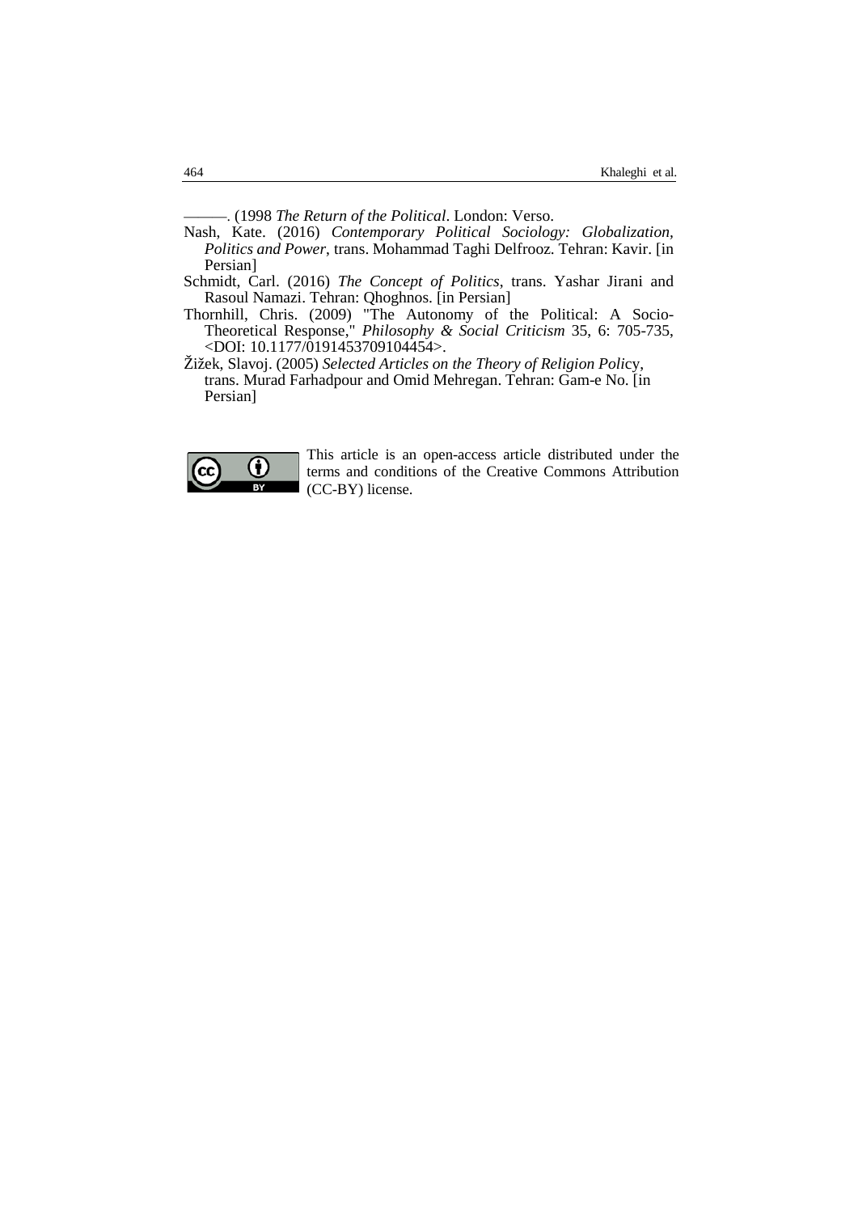———. (1998 *The Return of the Political*. London: Verso.

Nash, Kate. (2016) *Contemporary Political Sociology: Globalization, Politics and Power*, trans. Mohammad Taghi Delfrooz. Tehran: Kavir. [in Persian]

Schmidt, Carl. (2016) *The Concept of Politics*, trans. Yashar Jirani and Rasoul Namazi. Tehran: Qhoghnos. [in Persian]

Thornhill, Chris. (2009) "The Autonomy of the Political: A Socio-Theoretical Response," *Philosophy & Social Criticism* 35, 6: 705-735, <DOI: 10.1177/0191453709104454>.

Žižek, Slavoj. (2005) *Selected Articles on the Theory of Religion Policy*, trans. Murad Farhadpour and Omid Mehregan. Tehran: Gam-e No. [in Persian]

This article is an open-access article distributed under the terms and conditions of the Creative Commons Attribution (CC-BY) license.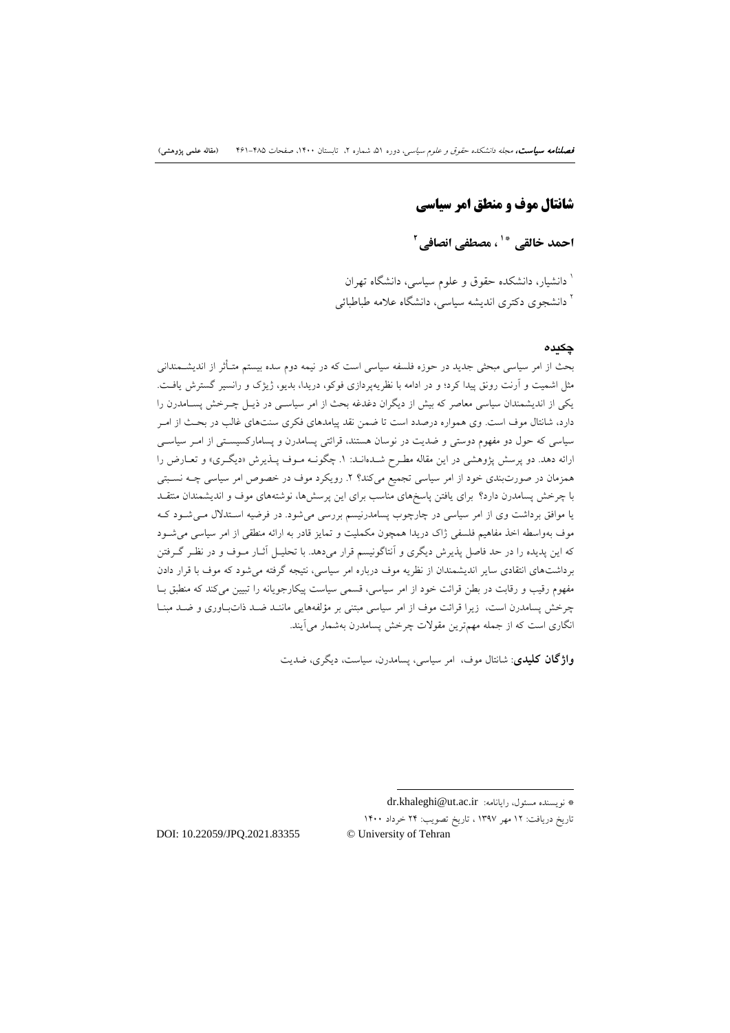# شانتال موف و منطق امر سیاسی

**احمد خالقی** *[1]**، مصطفی انصافی**[2]

[1] دانشیار، دانشکده حقوق و علوم سیاسی، دانشگاه تهران

[2] دانشجوی دکتری اندیشه سیاسی، دانشگاه علامه طباطبائی

## چکیده

بحث از امر سیاسی مبحثی جدید در حوزه فلسفه سیاسی است که در نیمه دوم سده بیستم متأثر از اندیشمندانی مثل اشمیت و آرنت رونق پیدا کرد؛ و در ادامه با نظریه‌پردازی فوکو، دریدا، بدیو، ژیژک و رانسیر گسترش یافت. یکی از اندیشمندان سیاسی معاصر که بیش از دیگران دغدغه بحث از امر سیاسی در ذیل چرخش پسامدرن را دارد، شانتال موف است. وی همواره درصدد است تا ضمن نقد پیامدهای فکری سنت‌های غالب در بحث از امر سیاسی که حول دو مفهوم دوستی و ضدیت در نوسان هستند، قرائتی پسامدرن و پسامارکسیستی از امر سیاسی ارائه دهد. دو پرسش پژوهشی در این مقاله مطرح شده‌اند: ۱. چگونه موف پذیرش «دیگری» و تعارض را همزمان در صورت‌بندی خود از امر سیاسی تجمیع می‌کند؟ ۲. رویکرد موف در خصوص امر سیاسی چه نسبتی با چرخش پسامدرن دارد؟ برای یافتن پاسخ‌های مناسب برای این پرسش‌ها، نوشته‌های موف و اندیشمندان منتقد یا موافق برداشت وی از امر سیاسی در چارچوب پسامدرنیسم بررسی می‌شود. در فرضیه استدلال می‌شود که موف به‌واسطه اخذ مفاهیم فلسفی ژاک دریدا همچون مکملیت و تمایز قادر به ارائه منطقی از امر سیاسی می‌شود که این پدیده را در حد فاصل پذیرش دیگری و آنتاگونیسم قرار می‌دهد. با تحلیل آثار موف و در نظر گرفتن برداشت‌های انتقادی سایر اندیشمندان از نظریه موف درباره امر سیاسی، نتیجه گرفته می‌شود که موف با قرار دادن مفهوم رقیب و رقابت در بطن قرائت خود از امر سیاسی، قسمی سیاست پیکارجویانه را تبیین می‌کند که منطبق با چرخش پسامدرن است، زیرا قرائت موف از امر سیاسی مبتنی بر مؤلفه‌هایی مانند ضد ذات‌باوری و ضد مبنا انگاری است که از جمله مهم‌ترین مقولات چرخش پسامدرن به‌شمار می‌آیند.

**واژگان کلیدی**: شانتال موف، امر سیاسی، پسامدرن، سیاست، دیگری، ضدیت

---

* نویسنده مسئول، رایانامه: dr.khaleghi@ut.ac.ir

تاریخ دریافت: ۱۲ مهر ۱۳۹۷ ، تاریخ تصویب: ۲۴ خرداد ۱۴۰۰

DOI: 10.22059/JPQ.2021.83355 © University of Tehran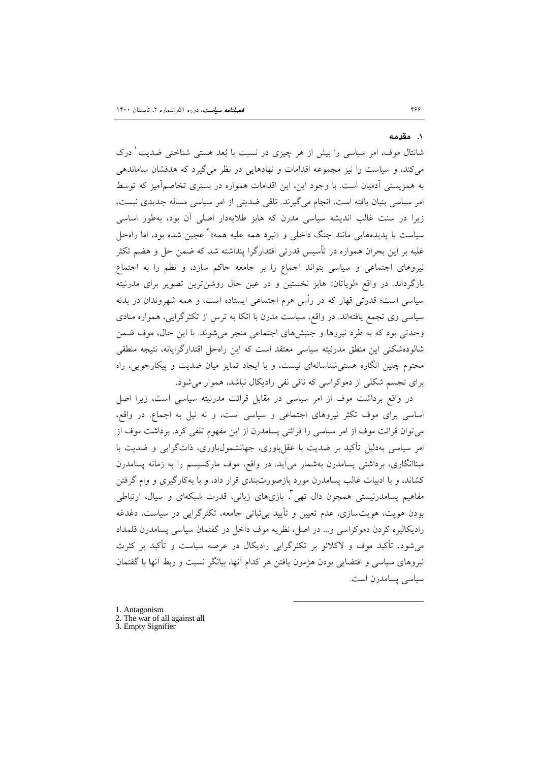## ۱. مقدمه

شانتال موف، امر سیاسی را بیش از هر چیزی در نسبت با بُعد هستی شناختی ضدیت[1] درک می‌کند، و سیاست را نیز مجموعه اقدامات و نهادهایی در نظر می‌گیرد که هدفشان ساماندهی به همزیستی آدمیان است. با وجود این، این اقدامات همواره در بستری تخاصم‌آمیز که توسط امر سیاسی بنیان یافته است، انجام می‌گیرند. تلقی ضدیتی از امر سیاسی مساله جدیدی نیست، زیرا در سنت غالب اندیشه سیاسی مدرن که هابز طلایه‌دار اصلی آن بود، به‌طور اساسی سیاست با پدیده‌هایی مانند جنگ داخلی و «نبرد همه علیه همه»[2] عجین شده بود، اما راه‌حل غلبه بر این بحران همواره در تأسیس قدرتی اقتدارگرا پنداشته شد که ضمن حل و هضم تکثر نیروهای اجتماعی و سیاسی بتواند اجماع را بر جامعه حاکم سازد، و نظم را به اجتماع بازگرداند. در واقع «لویاتان» هابز نخستین و در عین حال روشن‌ترین تصویر برای مدرنیته سیاسی است؛ قدرتی قهار که در رأس هرم اجتماعی ایستاده است، و همه شهروندان در بدنه سیاسی وی تجمع یافته‌اند. در واقع، سیاست مدرن با اتکا به ترس از تکثرگرایی، همواره منادی وحدتی بود که به طرد نیروها و جنبش‌های اجتماعی منجر می‌شوند. با این حال، موف ضمن شالوده‌شکنی این منطق مدرنیته سیاسی معتقد است که این راه‌حل اقتدارگرایانه، نتیجه منطقی محتوم چنین انگاره هستی‌شناسانه‌ای نیست، و با ایجاد تمایز میان ضدیت و پیکارجویی، راه برای تجسم شکلی از دموکراسی که نافی نفی رادیکال نباشد، هموار می‌شود.

در واقع برداشت موف از امر سیاسی در مقابل قرائت مدرنیته سیاسی است، زیرا اصل اساسی برای موف تکثر نیروهای اجتماعی و سیاسی است، و نه نیل به اجماع. در واقع، می‌توان قرائت موف از امر سیاسی را قرائتی پسامدرن از این مفهوم تلقی کرد. برداشت موف از امر سیاسی به‌دلیل تأکید بر ضدیت با عقل‌باوری، جهانشمول‌باوری، ذات‌گرایی و ضدیت با مبناانگاری، برداشتی پسامدرن به‌شمار می‌آید. در واقع، موف مارکسیسم را به زمانه پسامدرن کشاند، و با ادبیات غالب پسامدرن مورد بازصورت‌بندی قرار داد، و با به‌کارگیری و وام گرفتن مفاهیم پسامدرنیستی همچون دال تهی[3]، بازی‌های زبانی، قدرت شبکه‌ای و سیال، ارتباطی بودن هویت، هویت‌سازی، عدم تعیین و تأیید بی‌ثباتی جامعه، تکثرگرایی در سیاست، دغدغه رادیکالیزه کردن دموکراسی و... در اصل، نظریه موف داخل در گفتمان سیاسی پسامدرن قلمداد می‌شود. تأکید موف و لاکلائو بر تکثرگرایی رادیکال در عرصه سیاست و تأکید بر کثرت نیروهای سیاسی و اقتضایی بودن هژمون یافتن هر کدام آنها، بیانگر نسبت و ربط آنها با گفتمان سیاسی پسامدرن است.

---

1. Antagonism
2. The war of all against all
3. Empty Signifier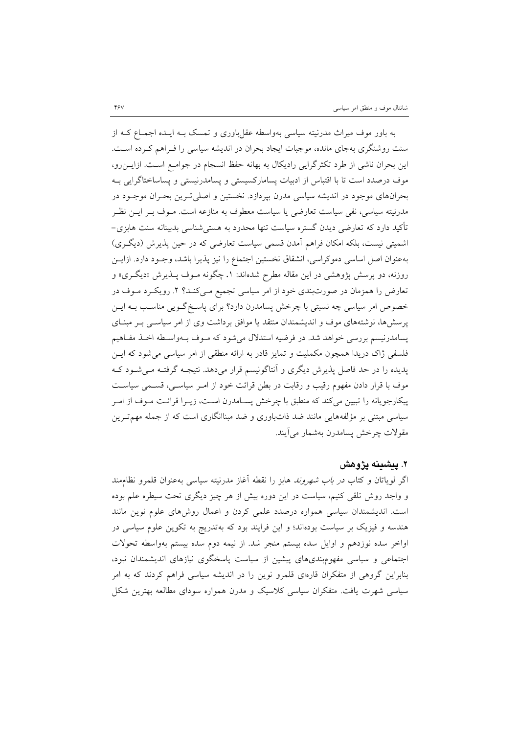به باور موف میراث مدرنیته سیاسی به‌واسطه عقل‌باوری و تمسک بـه ایـده اجمـاع کـه از سنت روشنگری به‌جای مانده، موجبات ایجاد بحران در اندیشه سیاسی را فـراهم کـرده اسـت. این بحران ناشی از طرد تکثرگرایی رادیکال به بهانه حفظ انسجام در جوامـع اسـت. ازایـن‌رو، موف درصدد است تا با اقتباس از ادبیات پسامارکسیستی و پسامدرنیستی و پساساختاگرایی بـه بحران‌های موجود در اندیشه سیاسی مدرن بپردازد. نخستین و اصلی‌تـرین بحـران موجـود در مدرنیته سیاسی، نفی سیاست تعارضی یا سیاست معطوف به منازعه است. مـوف بـر ایـن نظـر تأکید دارد که تعارضی دیدن گستره سیاست تنها محدود به هستی‌شناسی بدبینانه سنت هابزی- اشمیتی نیست، بلکه امکان فراهم آمدن قسمی سیاست تعارضی که در حین پذیرش (دیگـری) به‌عنوان اصل اساسی دموکراسی، انشقاق نخستین اجتماع را نیز پذیرا باشد، وجـود دارد. ازایـن روزنه، دو پرسش پژوهشی در این مقاله مطرح شده‌اند: ۱. چگونه مـوف پـذیرش «دیگـری» و تعارض را همزمان در صورت‌بندی خود از امر سیاسی تجمیع مـی‌کنـد؟ ۲. رویکـرد مـوف در خصوص امر سیاسی چه نسبتی با چرخش پسامدرن دارد؟ برای پاسـخ‌گـویی مناسـب بـه ایـن پرسش‌ها، نوشته‌های موف و اندیشمندان منتقد یا موافق برداشت وی از امر سیاسـی بـر مبنـای پسامدرنیسم بررسی خواهد شد. در فرضیه استدلال می‌شود که مـوف بـه‌واسـطه اخـذ مفـاهیم فلسفی ژاک دریدا همچون مکملیت و تمایز قادر به ارائه منطقی از امر سیاسی می‌شود که ایـن پدیده را در حد فاصل پذیرش دیگری و آنتاگونیسم قرار می‌دهد. نتیجـه گرفتـه مـی‌شـود کـه موف با قرار دادن مفهوم رقیب و رقابت در بطن قرائت خود از امـر سیاسـی، قسـمی سیاسـت پیکارجویانه را تبیین می‌کند که منطبق با چرخش پسـامدرن اسـت، زیـرا قرائـت مـوف از امـر سیاسی مبتنی بر مؤلفه‌هایی مانند ضد ذات‌باوری و ضد مبناانگاری است که از جمله مهم‌تـرین مقولات چرخش پسامدرن به‌شمار می‌آیند.

## ۲. پیشینه پژوهش

اگر لویاتان و کتاب *در باب شهروند* هابز را نقطه آغاز مدرنیته سیاسی به‌عنوان قلمرو نظام‌مند و واجد روش تلقی کنیم، سیاست در این دوره بیش از هر چیز دیگری تحت سیطره علم بوده است. اندیشمندان سیاسی همواره درصدد علمی کردن و اعمال روش‌های علوم نوین مانند هندسه و فیزیک بر سیاست بوده‌اند؛ و این فرایند بود که به‌تدریج به تکوین علوم سیاسی در اواخر سده نوزدهم و اوایل سده بیستم منجر شد. از نیمه دوم سده بیستم به‌واسطه تحولات اجتماعی و سیاسی مفهوم‌بندی‌های پیشین از سیاست پاسخگوی نیازهای اندیشمندان نبود، بنابراین گروهی از متفکران قاره‌ای قلمرو نوین را در اندیشه سیاسی فراهم کردند که به امر سیاسی شهرت یافت. متفکران سیاسی کلاسیک و مدرن همواره سودای مطالعه بهترین شکل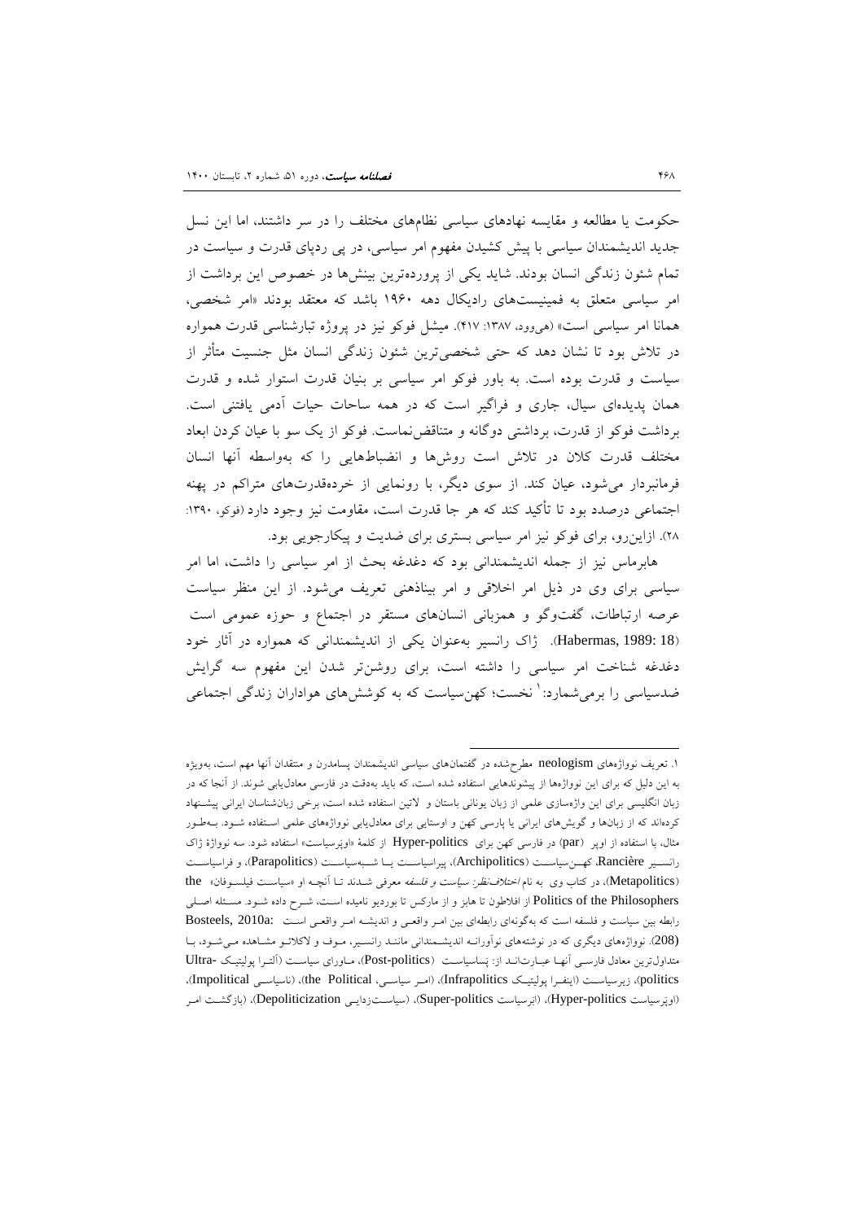حکومت یا مطالعه و مقایسه نهادهای سیاسی نظام‌های مختلف را در سر داشتند، اما این نسل جدید اندیشمندان سیاسی با پیش کشیدن مفهوم امر سیاسی، در پی ردپای قدرت و سیاست در تمام شئون زندگی انسان بودند. شاید یکی از پرورده‌ترین بینش‌ها در خصوص این برداشت از امر سیاسی متعلق به فمینیست‌های رادیکال دهه ۱۹۶۰ باشد که معتقد بودند «امر شخصی، همانا امر سیاسی است» (هی‌وود، ۱۳۸۷: ۴۱۷). میشل فوکو نیز در پروژه تبارشناسی قدرت همواره در تلاش بود تا نشان دهد که حتی شخصی‌ترین شئون زندگی انسان مثل جنسیت متأثر از سیاست و قدرت بوده است. به باور فوکو امر سیاسی بر بنیان قدرت استوار شده و قدرت همان پدیده‌ای سیال، جاری و فراگیر است که در همه ساحات حیات آدمی یافتنی است. برداشت فوکو از قدرت، برداشتی دوگانه و متناقض‌نماست. فوکو از یک سو با عیان کردن ابعاد مختلف قدرت کلان در تلاش است روش‌ها و انضباط‌هایی را که به‌واسطه آنها انسان فرمانبردار می‌شود، عیان کند. از سوی دیگر، با رونمایی از خرده‌قدرت‌های متراکم در پهنه اجتماعی درصدد بود تا تأکید کند که هر جا قدرت است، مقاومت نیز وجود دارد (فوکو، ۱۳۹۰: ۲۸). ازاین‌رو، برای فوکو نیز امر سیاسی بستری برای ضدیت و پیکارجویی بود.

هابرماس نیز از جمله اندیشمندانی بود که دغدغه بحث از امر سیاسی را داشت، اما امر سیاسی برای وی در ذیل امر اخلاقی و امر بیناذهنی تعریف می‌شود. از این منظر سیاست عرصه ارتباطات، گفت‌وگو و همزبانی انسان‌های مستقر در اجتماع و حوزه عمومی است (Habermas, 1989: 18). ژاک رانسیر به‌عنوان یکی از اندیشمندانی که همواره در آثار خود دغدغه شناخت امر سیاسی را داشته است، برای روشن‌تر شدن این مفهوم سه گرایش ضدسیاسی را برمی‌شمارد:[1] نخست؛ کهن‌سیاست که به کوشش‌های هواداران زندگی اجتماعی

---

۱. تعریف نوواژه‌های neologism مطرح‌شده در گفتمان‌های سیاسی اندیشمندان پسامدرن و منتقدان آنها مهم است، به‌ویژه به این دلیل که برای این نوواژه‌ها از پیشوندهایی استفاده شده است، که باید به‌دقت در فارسی معادل‌یابی شوند. از آنجا که در زبان انگلیسی برای این واژه‌سازی علمی از زبان یونانی باستان و لاتین استفاده شده است، برخی زبان‌شناسان ایرانی پیشنهاد کرده‌اند که از زبان‌ها و گویش‌های ایرانی یا پارسی کهن و اوستایی برای معادل‌یابی نوواژه‌های علمی استفاده شود. به‌طور مثال، با استفاده از اوپر (par) در فارسی کهن برای Hyper-politics از کلمهٔ «اوپرسیاست» استفاده شود. سه نوواژهٔ ژاک رانسیر Rancière، کهن‌سیاست (Archipolitics)، پیراسیاست یا شبه‌سیاست (Parapolitics)، و فراسیاست (Metapolitics)، در کتاب وی به نام *اختلاف‌نظر: سیاست و فلسفه* معرفی شدند تا آنچه او «سیاست فیلسوفان» the Politics of the Philosophers از افلاطون تا هابز و از مارکس تا بوردیو نامیده است، شرح داده شود. مسئله اصلی رابطه بین سیاست و فلسفه است که به‌گونه‌ای رابطه‌ای بین امر واقعی و اندیشه امر واقعی است :Bosteels, 2010a (208). نوواژه‌های دیگری که در نوشته‌های نوآورانه اندیشمندانی مانند رانسیر، موف و لاکلائو مشاهده می‌شود، با متداول‌ترین معادل فارسی آنها عبارت‌اند از: پساسیاست (Post-politics)، ماورای سیاست (آلترا پولیتیک Ultra-politics)، زیرسیاست (اینفرا پولیتیک Infrapolitics)، (امر سیاسی، the Political)، (ناسیاسی Impolitical)، (اوپرسیاست Hyper-politics)، (ابرسیاست Super-politics)، (سیاست‌زدایی Depoliticization)، (بازگشت امر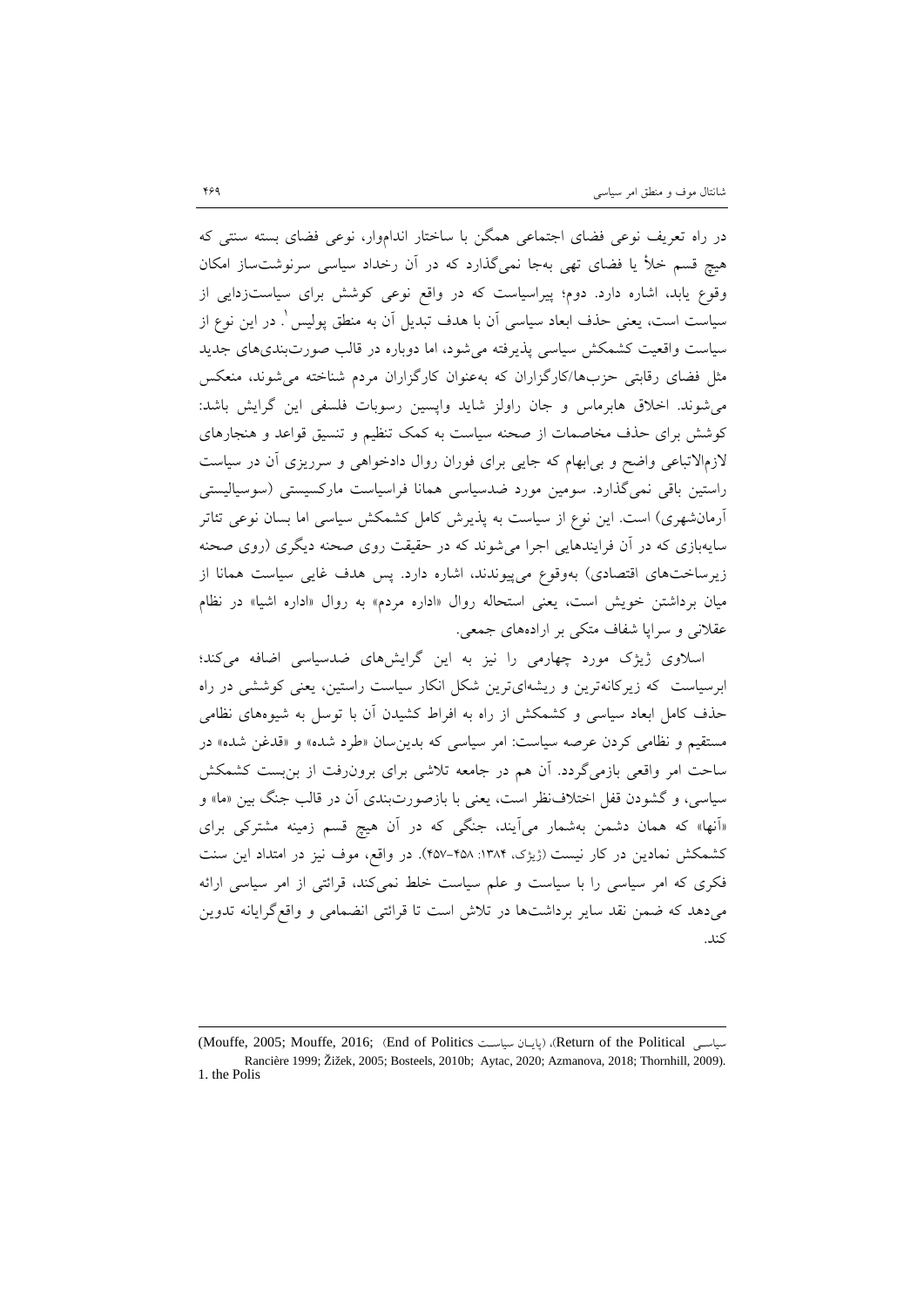در راه تعریف نوعی فضای اجتماعی همگن با ساختار اندام‌وار، نوعی فضای بسته سنتی که هیچ قسم خلأ یا فضای تهی به‌جا نمی‌گذارد که در آن رخداد سیاسی سرنوشت‌ساز امکان وقوع یابد، اشاره دارد. دوم؛ پیراسیاست که در واقع نوعی کوشش برای سیاست‌زدایی از سیاست است، یعنی حذف ابعاد سیاسی آن با هدف تبدیل آن به منطق پولیس[1]. در این نوع از سیاست واقعیت کشمکش سیاسی پذیرفته می‌شود، اما دوباره در قالب صورت‌بندی‌های جدید مثل فضای رقابتی حزب‌ها/کارگزاران که به‌عنوان کارگزاران مردم شناخته می‌شوند، منعکس می‌شوند. اخلاق هابرماس و جان راولز شاید واپسین رسوبات فلسفی این گرایش باشد: کوشش برای حذف مخاصمات از صحنه سیاست به کمک تنظیم و تنسیق قواعد و هنجارهای لازم‌الاتباعی واضح و بی‌ابهام که جایی برای فوران روال دادخواهی و سرریزی آن در سیاست راستین باقی نمی‌گذارد. سومین مورد ضدسیاسی همانا فراسیاست مارکسیستی (سوسیالیستی آرمان‌شهری) است. این نوع از سیاست به پذیرش کامل کشمکش سیاسی اما بسان نوعی تئاتر سایه‌بازی که در آن فرایندهایی اجرا می‌شوند که در حقیقت روی صحنه دیگری (روی صحنه زیرساخت‌های اقتصادی) به‌وقوع می‌پیوندند، اشاره دارد. پس هدف غایی سیاست همانا از میان برداشتن خویش است، یعنی استحاله روال «اداره مردم» به روال «اداره اشیا» در نظام عقلانی و سراپا شفاف متکی بر اراده‌های جمعی.

اسلاوی ژیژک مورد چهارمی را نیز به این گرایش‌های ضدسیاسی اضافه می‌کند؛ ابرسیاست که زیرکانه‌ترین و ریشه‌ای‌ترین شکل انکار سیاست راستین، یعنی کوششی در راه حذف کامل ابعاد سیاسی و کشمکش از راه به افراط کشیدن آن با توسل به شیوه‌های نظامی مستقیم و نظامی کردن عرصه سیاست: امر سیاسی که بدین‌سان «طرد شده» و «قدغن شده» در ساحت امر واقعی بازمی‌گردد. آن هم در جامعه تلاشی برای برون‌رفت از بن‌بست کشمکش سیاسی، و گشودن قفل اختلاف‌نظر است، یعنی با بازصورت‌بندی آن در قالب جنگ بین «ما» و «آنها» که همان دشمن به‌شمار می‌آیند، جنگی که در آن هیچ قسم زمینه مشترکی برای کشمکش نمادین در کار نیست (ژیژک، ۱۳۸۴: ۴۵۸-۴۵۷). در واقع، موف نیز در امتداد این سنت فکری که امر سیاسی را با سیاست و علم سیاست خلط نمی‌کند، قرائتی از امر سیاسی ارائه می‌دهد که ضمن نقد سایر برداشت‌ها در تلاش است تا قرائتی انضمامی و واقع‌گرایانه تدوین کند.

---

سیاسی Return of the Political)، (پایان سیاست End of Politics (Mouffe, 2005; Mouffe, 2016;
Rancière 1999; Žižek, 2005; Bosteels, 2010b; Aytac, 2020; Azmanova, 2018; Thornhill, 2009).

1. the Polis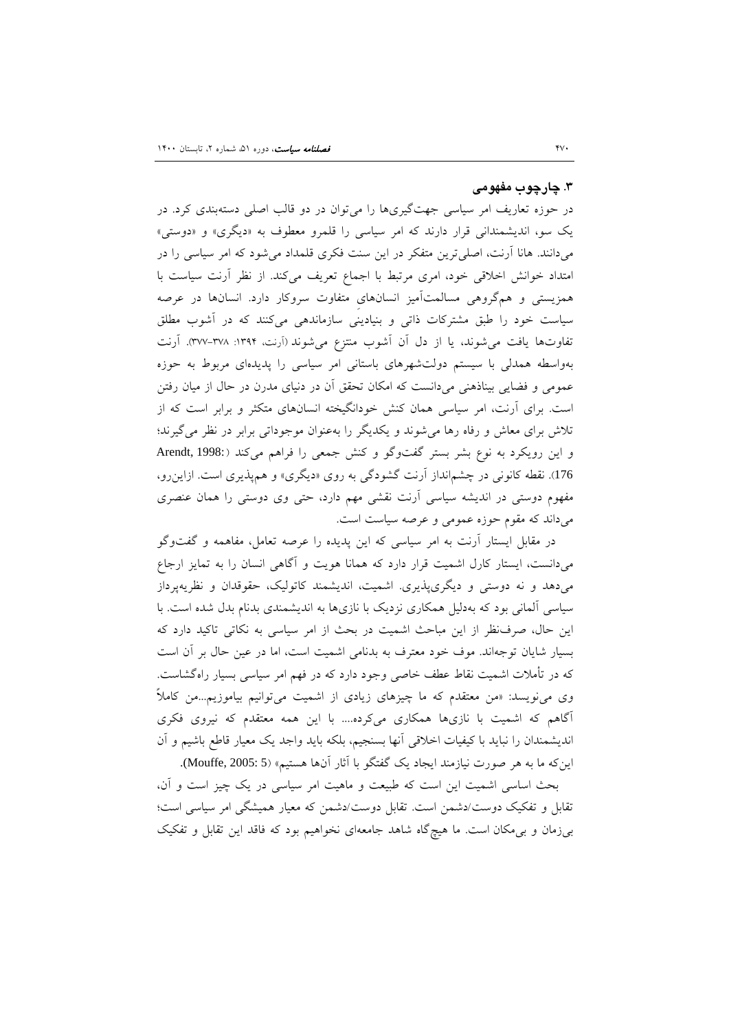### ۳. چارچوب مفهومی

در حوزه تعاریف امر سیاسی جهت‌گیری‌ها را می‌توان در دو قالب اصلی دسته‌بندی کرد. در یک سو، اندیشمندانی قرار دارند که امر سیاسی را قلمرو معطوف به «دیگری» و «دوستی» می‌دانند. هانا آرنت، اصلی‌ترین متفکر در این سنت فکری قلمداد می‌شود که امر سیاسی را در امتداد خوانش اخلاقی خود، امری مرتبط با اجماع تعریف می‌کند. از نظر آرنت سیاست با همزیستی و هم‌گروهی مسالمت‌آمیز انسان‌های متفاوت سروکار دارد. انسان‌ها در عرصه سیاست خود را طبق مشترکات ذاتی و بنیادینی سازماندهی می‌کنند که در آشوب مطلق تفاوت‌ها یافت می‌شوند، یا از دل آن آشوب منتزع می‌شوند (آرنت، ۱۳۹۴: ۳۷۸-۳۷۷). آرنت به‌واسطه همدلی با سیستم دولت‌شهرهای باستانی امر سیاسی را پدیده‌ای مربوط به حوزه عمومی و فضایی بیناذهنی می‌دانست که امکان تحقق آن در دنیای مدرن در حال از میان رفتن است. برای آرنت، امر سیاسی همان کنش خودانگیخته انسان‌های متکثر و برابر است که از تلاش برای معاش و رفاه رها می‌شوند و یکدیگر را به‌عنوان موجوداتی برابر در نظر می‌گیرند؛ و این رویکرد به نوع بشر بستر گفت‌وگو و کنش جمعی را فراهم می‌کند (Arendt, 1998: 176). نقطه کانونی در چشم‌انداز آرنت گشودگی به روی «دیگری» و هم‌پذیری است. ازاین‌رو، مفهوم دوستی در اندیشه سیاسی آرنت نقشی مهم دارد، حتی وی دوستی را همان عنصری می‌داند که مقوم حوزه عمومی و عرصه سیاست است.

در مقابل ایستار آرنت به امر سیاسی که این پدیده را عرصه تعامل، مفاهمه و گفت‌وگو می‌دانست، ایستار کارل اشمیت قرار دارد که همانا هویت و آگاهی انسان را به تمایز ارجاع می‌دهد و نه دوستی و دیگری‌پذیری. اشمیت، اندیشمند کاتولیک، حقوقدان و نظریه‌پرداز سیاسی آلمانی بود که به‌دلیل همکاری نزدیک با نازی‌ها به اندیشمندی بدنام بدل شده است. با این حال، صرف‌نظر از این مباحث اشمیت در بحث از امر سیاسی به نکاتی تاکید دارد که بسیار شایان توجه‌اند. موف خود معترف به بدنامی اشمیت است، اما در عین حال بر آن است که در تأملات اشمیت نقاط عطف خاصی وجود دارد که در فهم امر سیاسی بسیار راه‌گشاست. وی می‌نویسد: «من معتقدم که ما چیزهای زیادی از اشمیت می‌توانیم بیاموزیم...من کاملاً آگاهم که اشمیت با نازی‌ها همکاری می‌کرده.... با این همه معتقدم که نیروی فکری اندیشمندان را نباید با کیفیات اخلاقی آنها بسنجیم، بلکه باید واجد یک معیار قاطع باشیم و آن این‌که ما به هر صورت نیازمند ایجاد یک گفتگو با آثار آن‌ها هستیم» (Mouffe, 2005: 5).

بحث اساسی اشمیت این است که طبیعت و ماهیت امر سیاسی در یک چیز است و آن، تقابل و تفکیک دوست/دشمن است. تقابل دوست/دشمن که معیار همیشگی امر سیاسی است؛ بی‌زمان و بی‌مکان است. ما هیچ‌گاه شاهد جامعه‌ای نخواهیم بود که فاقد این تقابل و تفکیک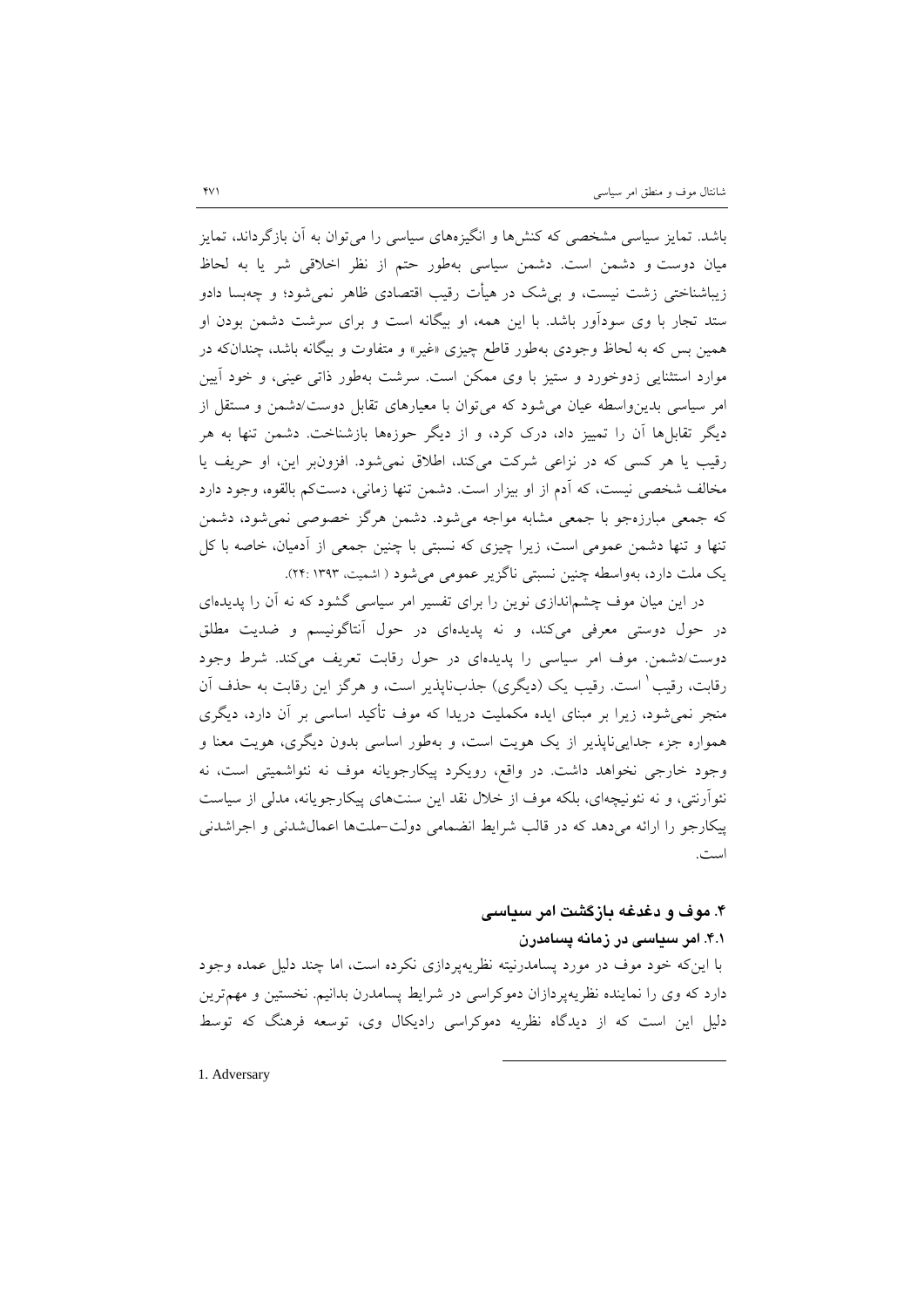باشد. تمایز سیاسی مشخصی که کنش‌ها و انگیزه‌های سیاسی را می‌توان به آن بازگرداند، تمایز میان دوست و دشمن است. دشمن سیاسی به‌طور حتم از نظر اخلاقی شر یا به لحاظ زیباشناختی زشت نیست، و بی‌شک در هیأت رقیب اقتصادی ظاهر نمی‌شود؛ و چه‌بسا دادو ستد تجار با وی سودآور باشد. با این همه، او بیگانه است و برای سرشت دشمن بودن او همین بس که به لحاظ وجودی به‌طور قاطع چیزی «غیر» و متفاوت و بیگانه باشد، چندانکه در موارد استثنایی زدوخورد و ستیز با وی ممکن است. سرشت به‌طور ذاتی عینی، و خود آیین امر سیاسی بدین‌واسطه عیان می‌شود که می‌توان با معیارهای تقابل دوست/دشمن و مستقل از دیگر تقابل‌ها آن را تمییز داد، درک کرد، و از دیگر حوزه‌ها بازشناخت. دشمن تنها به هر رقیب یا هر کسی که در نزاعی شرکت می‌کند، اطلاق نمی‌شود. افزون‌بر این، او حریف یا مخالف شخصی نیست، که آدم از او بیزار است. دشمن تنها زمانی، دست‌کم بالقوه، وجود دارد که جمعی مبارزه‌جو با جمعی مشابه مواجه می‌شود. دشمن هرگز خصوصی نمی‌شود، دشمن تنها و تنها دشمن عمومی است، زیرا چیزی که نسبتی با چنین جمعی از آدمیان، خاصه با کل یک ملت دارد، به‌واسطه چنین نسبتی ناگزیر عمومی می‌شود ( اشمیت، ۱۳۹۳ :۲۴).

در این میان موف چشم‌اندازی نوین را برای تفسیر امر سیاسی گشود که نه آن را پدیده‌ای در حول دوستی معرفی می‌کند، و نه پدیده‌ای در حول آنتاگونیسم و ضدیت مطلق دوست/دشمن. موف امر سیاسی را پدیده‌ای در حول رقابت تعریف می‌کند. شرط وجود رقابت، رقیب[1] است. رقیب یک (دیگری) جذب‌ناپذیر است، و هرگز این رقابت به حذف آن منجر نمی‌شود، زیرا بر مبنای ایده مکملیت دریدا که موف تأکید اساسی بر آن دارد، دیگری همواره جزء جدایی‌ناپذیر از یک هویت است، و به‌طور اساسی بدون دیگری، هویت معنا و وجود خارجی نخواهد داشت. در واقع، رویکرد پیکارجویانه موف نه نئواشمیتی است، نه نئوآرنتی، و نه نئونیچه‌ای، بلکه موف از خلال نقد این سنت‌های پیکارجویانه، مدلی از سیاست پیکارجو را ارائه می‌دهد که در قالب شرایط انضمامی دولت–ملت‌ها اعمال‌شدنی و اجراشدنی است.

## ۴. موف و دغدغه بازگشت امر سیاسی

### ۴.۱ امر سیاسی در زمانه پسامدرن

با این‌که خود موف در مورد پسامدرنیته نظریه‌پردازی نکرده است، اما چند دلیل عمده وجود دارد که وی را نماینده نظریه‌پردازان دموکراسی در شرایط پسامدرن بدانیم. نخستین و مهم‌ترین دلیل این است که از دیدگاه نظریه دموکراسی رادیکال وی، توسعه فرهنگ که توسط

---

1. Adversary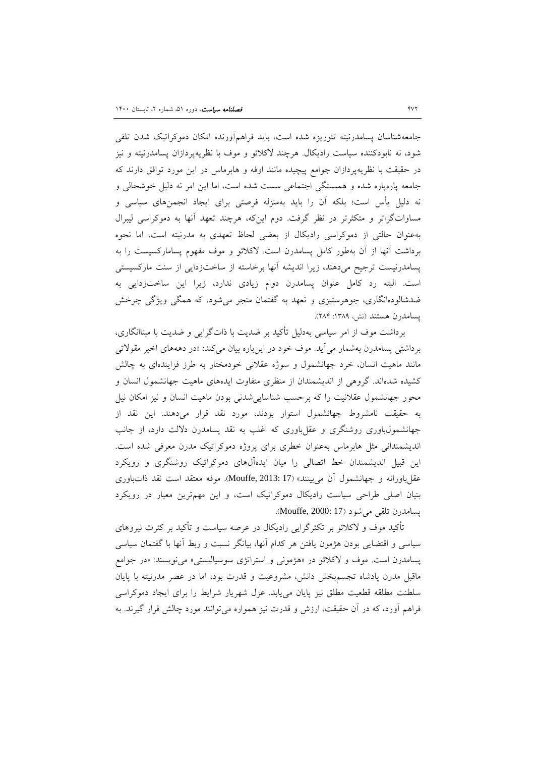جامعه‌شناسان پسامدرنیته تئوریزه شده است، باید فراهم‌آورنده امکان دموکراتیک شدن تلقی شود، نه نابودکننده سیاست رادیکال. هرچند لاکلائو و موف با نظریه‌پردازان پسامدرنیته و نیز در حقیقت با نظریه‌پردازان جوامع پیچیده مانند اوفه و هابرماس در این مورد توافق دارند که جامعه پاره‌پاره شده و همبستگی اجتماعی سست شده است، اما این امر نه دلیل خوشحالی و نه دلیل یأس است؛ بلکه آن را باید به‌منزله فرصتی برای ایجاد انجمن‌های سیاسی و مساوات‌گراتر و متکثرتر در نظر گرفت. دوم این‌که، هرچند تعهد آنها به دموکراسی لیبرال به‌عنوان حالتی از دموکراسی رادیکال از بعضی لحاظ تعهدی به مدرنیته است، اما نحوه برداشت آنها از آن به‌طور کامل پسامدرن است. لاکلائو و موف مفهوم پسامارکسیست را به پسامدرنیست ترجیح می‌دهند، زیرا اندیشه آنها برخاسته از ساخت‌زدایی از سنت مارکسیستی است. البته رد کامل عنوان پسامدرن دوام زیادی ندارد، زیرا این ساخت‌زدایی به ضدشالوده‌انگاری، جوهرستیزی و تعهد به گفتمان منجر می‌شود، که همگی ویژگی چرخش پسامدرن هستند (نش، ۱۳۸۹: ۲۸۴).

برداشت موف از امر سیاسی به‌دلیل تأکید بر ضدیت با ذات‌گرایی و ضدیت با مبناانگاری، برداشتی پسامدرن به‌شمار می‌آید. موف خود در این‌باره بیان می‌کند: «در دهه‌های اخیر مقولاتی مانند ماهیت انسان، خرد جهانشمول و سوژه عقلانی خودمختار به طرز فزاینده‌ای به چالش کشیده شده‌اند. گروهی از اندیشمندان از منظری متفاوت ایده‌های ماهیت جهانشمول انسان و محور جهانشمول عقلانیت را که برحسب شناسایی‌شدنی بودن ماهیت انسان و نیز امکان نیل به حقیقت نامشروط جهانشمول استوار بودند، مورد نقد قرار می‌دهند. این نقد از جهانشمول‌باوری روشنگری و عقل‌باوری که اغلب به نقد پسامدرن دلالت دارد، از جانب اندیشمندانی مثل هابرماس به‌عنوان خطری برای پروژه دموکراتیک مدرن معرفی شده است. این قبیل اندیشمندان خط اتصالی را میان ایده‌آل‌های دموکراتیک روشنگری و رویکرد عقل‌باورانه و جهانشمول آن می‌بینند» (Mouffe, 2013: 17). موفه معتقد است نقد ذات‌باوری بنیان اصلی طراحی سیاست رادیکال دموکراتیک است، و این مهم‌ترین معیار در رویکرد پسامدرن تلقی می‌شود (Mouffe, 2000: 17).

تأکید موف و لاکلائو بر تکثرگرایی رادیکال در عرصه سیاست و تأکید بر کثرت نیروهای سیاسی و اقتضایی بودن هژمون یافتن هر کدام آنها، بیانگر نسبت و ربط آنها با گفتمان سیاسی پسامدرن است. موف و لاکلائو در «هژمونی و استراتژی سوسیالیستی» می‌نویسند: «در جوامع ماقبل مدرن پادشاه تجسم‌بخش دانش، مشروعیت و قدرت بود، اما در عصر مدرنیته با پایان سلطنت مطلقه قطعیت مطلق نیز پایان می‌یابد. عزل شهریار شرایط را برای ایجاد دموکراسی فراهم آورد، که در آن حقیقت، ارزش و قدرت نیز همواره می‌توانند مورد چالش قرار گیرند. به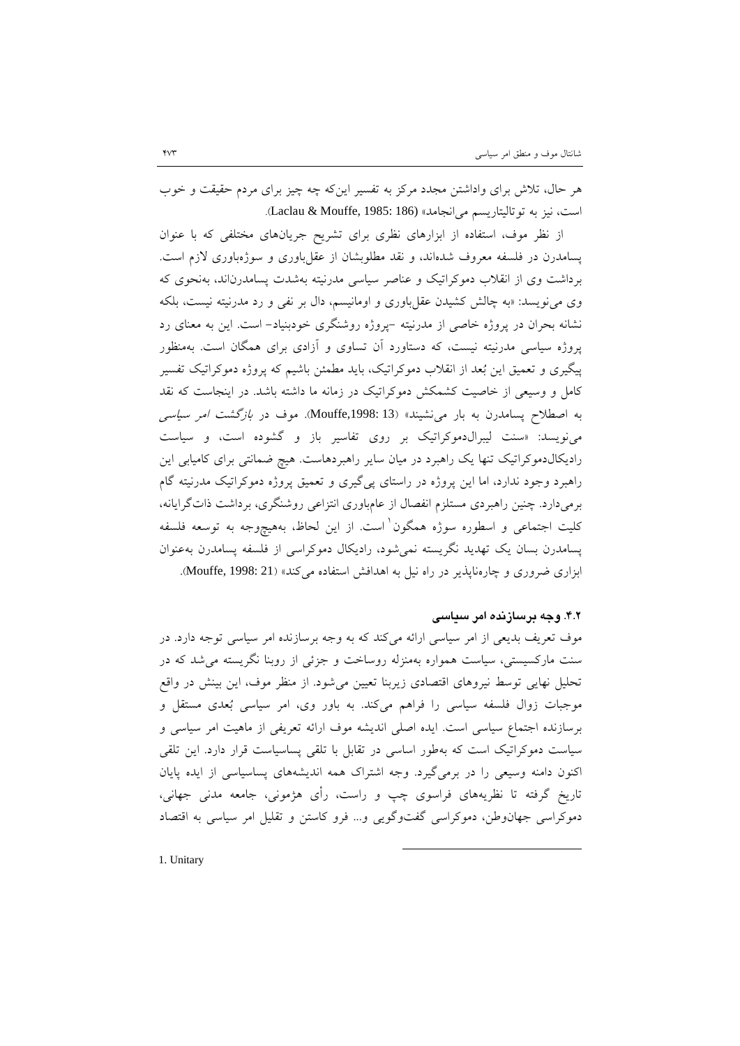هر حال، تلاش برای واداشتن مجدد مرکز به تفسیر این‌که چه چیز برای مردم حقیقت و خوب است، نیز به توتالیتاریسم می‌انجامد» (Laclau & Mouffe, 1985: 186).

از نظر موف، استفاده از ابزارهای نظری برای تشریح جریان‌های مختلفی که با عنوان پسامدرن در فلسفه معروف شده‌اند، و نقد مطلوبشان از عقل‌باوری و سوژه‌باوری لازم است. برداشت وی از انقلاب دموکراتیک و عناصر سیاسی مدرنیته به‌شدت پسامدرن‌اند، به‌نحوی که وی می‌نویسد: «به چالش کشیدن عقل‌باوری و اومانیسم، دال بر نفی و رد مدرنیته نیست، بلکه نشانه بحران در پروژه خاصی از مدرنیته –پروژه روشنگری خودبنیاد– است. این به معنای رد پروژه سیاسی مدرنیته نیست، که دستاورد آن تساوی و آزادی برای همگان است. به‌منظور پیگیری و تعمیق این بُعد از انقلاب دموکراتیک، باید مطمئن باشیم که پروژه دموکراتیک تفسیر کامل و وسیعی از خاصیت کشمکش دموکراتیک در زمانه ما داشته باشد. در اینجاست که نقد به اصطلاح پسامدرن به بار می‌نشیند» (Mouffe,1998: 13). موف در *بازگشت امر سیاسی* می‌نویسد: «سنت لیبرال‌دموکراتیک بر روی تفاسیر باز و گشوده است، و سیاست رادیکال‌دموکراتیک تنها یک راهبرد در میان سایر راهبردهاست. هیچ ضمانتی برای کامیابی این راهبرد وجود ندارد، اما این پروژه در راستای پی‌گیری و تعمیق پروژه دموکراتیک مدرنیته گام برمی‌دارد. چنین راهبردی مستلزم انفصال از عام‌باوری انتزاعی روشنگری، برداشت ذات‌گرایانه، کلیت اجتماعی و اسطوره سوژه همگون[1] است. از این لحاظ، به‌هیچ‌وجه به توسعه فلسفه پسامدرن بسان یک تهدید نگریسته نمی‌شود، رادیکال دموکراسی از فلسفه پسامدرن به‌عنوان ابزاری ضروری و چاره‌ناپذیر در راه نیل به اهدافش استفاده می‌کند» (Mouffe, 1998: 21).

### ۴.۲ وجه برسازنده امر سیاسی

موف تعریف بدیعی از امر سیاسی ارائه می‌کند که به وجه برسازنده امر سیاسی توجه دارد. در سنت مارکسیستی، سیاست همواره به‌منزله روساخت و جزئی از روبنا نگریسته می‌شد که در تحلیل نهایی توسط نیروهای اقتصادی زیربنا تعیین می‌شود. از منظر موف، این بینش در واقع موجبات زوال فلسفه سیاسی را فراهم می‌کند. به باور وی، امر سیاسی بُعدی مستقل و برسازنده اجتماع سیاسی است. ایده اصلی اندیشه موف ارائه تعریفی از ماهیت امر سیاسی و سیاست دموکراتیک است که به‌طور اساسی در تقابل با تلقی پساسیاست قرار دارد. این تلقی اکنون دامنه وسیعی را در برمی‌گیرد. وجه اشتراک همه اندیشه‌های پساسیاسی از ایده پایان تاریخ گرفته تا نظریه‌های فراسوی چپ و راست، رأی هژمونی، جامعه مدنی جهانی، دموکراسی جهان‌وطن، دموکراسی گفت‌وگویی و... فرو کاستن و تقلیل امر سیاسی به اقتصاد

---

1. Unitary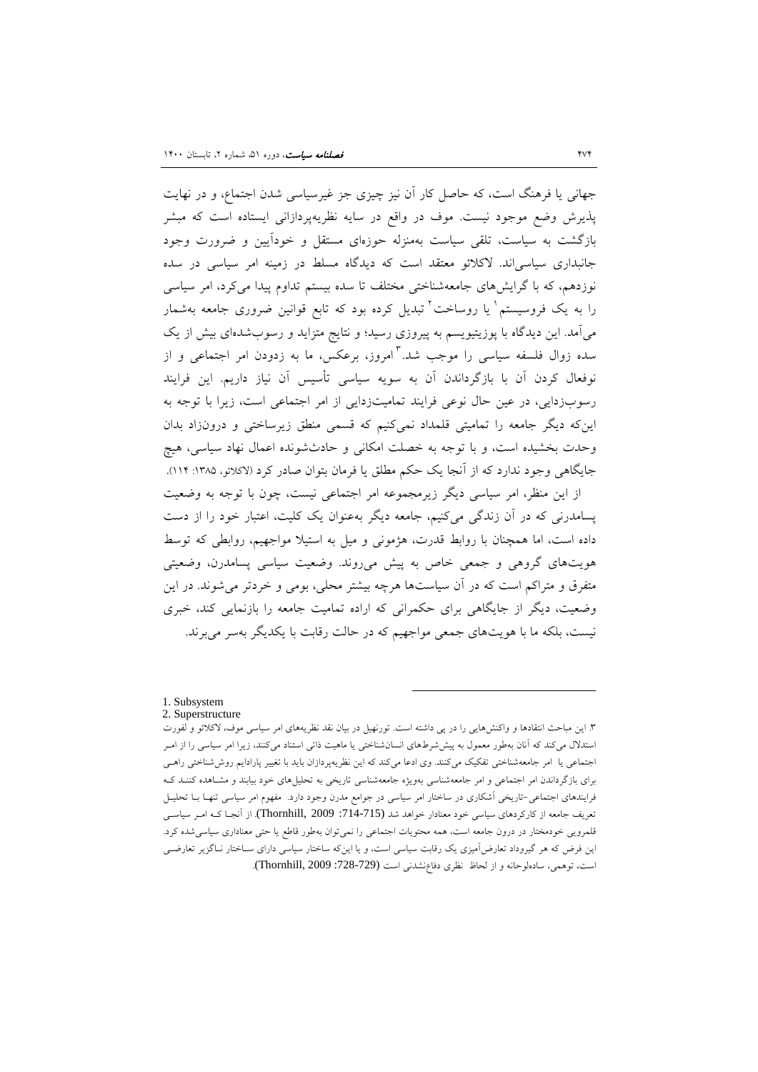جهانی یا فرهنگ است، که حاصل کار آن نیز چیزی جز غیرسیاسی شدن اجتماع، و در نهایت پذیرش وضع موجود نیست. موف در واقع در سایه نظریه‌پردازانی ایستاده است که مبشر بازگشت به سیاست، تلقی سیاست به‌منزله حوزه‌ای مستقل و خودآیین و ضرورت وجود جانبداری سیاسی‌اند. لاکلائو معتقد است که دیدگاه مسلط در زمینه امر سیاسی در سده نوزدهم، که با گرایش‌های جامعه‌شناختی مختلف تا سده بیستم تداوم پیدا می‌کرد، امر سیاسی را به یک فروسیستم[1] یا روساخت[2] تبدیل کرده بود که تابع قوانین ضروری جامعه به‌شمار می‌آمد. این دیدگاه با پوزیتیویسم به پیروزی رسید؛ و نتایج متزاید و رسوب‌شده‌ای بیش از یک سده زوال فلسفه سیاسی را موجب شد.[3] امروز، برعکس، ما به زدودن امر اجتماعی و از نوفعال کردن آن با بازگرداندن آن به سویه سیاسی تأسیس آن نیاز داریم. این فرایند رسوب‌زدایی، در عین حال نوعی فرایند تمامیت‌زدایی از امر اجتماعی است، زیرا با توجه به این‌که دیگر جامعه را تمامیتی قلمداد نمی‌کنیم که قسمی منطق زیرساختی و درون‌زاد بدان وحدت بخشیده است، و با توجه به خصلت امکانی و حادث‌شونده اعمال نهاد سیاسی، هیچ جایگاهی وجود ندارد که از آنجا یک حکم مطلق یا فرمان بتوان صادر کرد (لاکلائو، ۱۳۸۵: ۱۱۴).

از این منظر، امر سیاسی دیگر زیرمجموعه امر اجتماعی نیست، چون با توجه به وضعیت پسامدرنی که در آن زندگی می‌کنیم، جامعه دیگر به‌عنوان یک کلیت، اعتبار خود را از دست داده است، اما همچنان با روابط قدرت، هژمونی و میل به استیلا مواجهیم، روابطی که توسط هویت‌های گروهی و جمعی خاص به پیش می‌روند. وضعیت سیاسی پسامدرن، وضعیتی متفرق و متراکم است که در آن سیاست‌ها هرچه بیشتر محلی، بومی و خردتر می‌شوند. در این وضعیت، دیگر از جایگاهی برای حکمرانی که اراده تمامیت جامعه را بازنمایی کند، خبری نیست، بلکه ما با هویت‌های جمعی مواجهیم که در حالت رقابت با یکدیگر به‌سر می‌برند.

---

1. Subsystem
2. Superstructure

۳. این مباحث انتقادها و واکنش‌هایی را در پی داشته است. تورنهیل در بیان نقد نظریه‌های امر سیاسی موف، لاکلائو و لفورت استدلال می‌کند که آنان به‌طور معمول به پیش‌شرط‌های انسان‌شناختی یا ماهیت ذاتی استناد می‌کنند، زیرا امر سیاسی را از امر اجتماعی یا امر جامعه‌شناختی تفکیک می‌کنند. وی ادعا می‌کند که این نظریه‌پردازان باید با تغییر پارادایم روش‌شناختی راهی برای بازگرداندن امر اجتماعی و امر جامعه‌شناسی به‌ویژه جامعه‌شناسی تاریخی به تحلیل‌های خود بیابند و مشاهده کنند که فرایندهای اجتماعی-تاریخی آشکاری در ساختار امر سیاسی در جوامع مدرن وجود دارد. مفهوم امر سیاسی تنها با تحلیل تعریف جامعه از کارکردهای سیاسی خود معنادار خواهد شد (Thornhill, 2009: 714-715). از آنجا که امر سیاسی قلمرویی خودمختار در درون جامعه است، همه محتویات اجتماعی را نمی‌توان به‌طور قاطع یا حتی معناداری سیاسی‌شده کرد. این فرض که هر گیرووداد تعارض‌آمیزی یک رقابت سیاسی است، و یا این‌که ساختار سیاسی دارای ساختار ناگزیر تعارضی است، توهمی، ساده‌لوحانه و از لحاظ نظری دفاع‌نشدنی است (Thornhill, 2009: 728-729).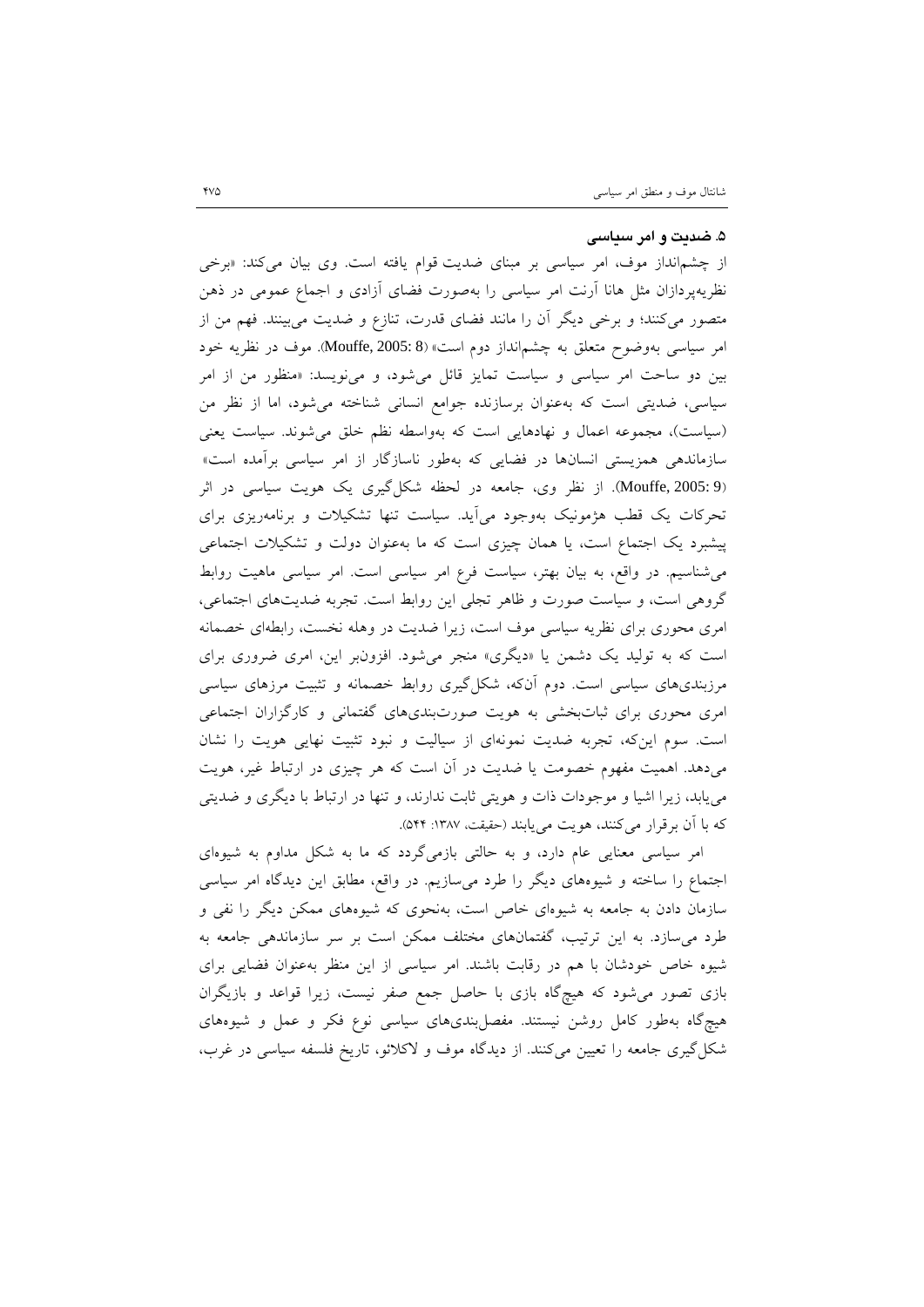### ۵. ضدیت و امر سیاسی

از چشم‌انداز موف، امر سیاسی بر مبنای ضدیت قوام یافته است. وی بیان می‌کند: «برخی نظریه‌پردازان مثل هانا آرنت امر سیاسی را به‌صورت فضای آزادی و اجماع عمومی در ذهن متصور می‌کنند؛ و برخی دیگر آن را مانند فضای قدرت، تنازع و ضدیت می‌بینند. فهم من از امر سیاسی به‌وضوح متعلق به چشم‌انداز دوم است» (Mouffe, 2005: 8). موف در نظریه خود بین دو ساحت امر سیاسی و سیاست تمایز قائل می‌شود، و می‌نویسد: «منظور من از امر سیاسی، ضدیتی است که به‌عنوان برسازنده جوامع انسانی شناخته می‌شود، اما از نظر من (سیاست)، مجموعه اعمال و نهادهایی است که به‌واسطه نظم خلق می‌شوند. سیاست یعنی سازماندهی همزیستی انسان‌ها در فضایی که به‌طور ناسازگار از امر سیاسی برآمده است» (Mouffe, 2005: 9). از نظر وی، جامعه در لحظه شکل‌گیری یک هویت سیاسی در اثر تحرکات یک قطب هژمونیک به‌وجود می‌آید. سیاست تنها تشکیلات و برنامه‌ریزی برای پیشبرد یک اجتماع است، یا همان چیزی است که ما به‌عنوان دولت و تشکیلات اجتماعی می‌شناسیم. در واقع، به بیان بهتر، سیاست فرع امر سیاسی است. امر سیاسی ماهیت روابط گروهی است، و سیاست صورت و ظاهر تجلی این روابط است. تجربه ضدیت‌های اجتماعی، امری محوری برای نظریه سیاسی موف است، زیرا ضدیت در وهله نخست، رابطه‌ای خصمانه است که به تولید یک دشمن یا «دیگری» منجر می‌شود. افزون‌بر این، امری ضروری برای مرزبندی‌های سیاسی است. دوم آن‌که، شکل‌گیری روابط خصمانه و تثبیت مرزهای سیاسی امری محوری برای ثبات‌بخشی به هویت صورت‌بندی‌های گفتمانی و کارگزاران اجتماعی است. سوم این‌که، تجربه ضدیت نمونه‌ای از سیالیت و نبود تثبیت نهایی هویت را نشان می‌دهد. اهمیت مفهوم خصومت یا ضدیت در آن است که هر چیزی در ارتباط غیر، هویت می‌یابد، زیرا اشیا و موجودات ذات و هویتی ثابت ندارند، و تنها در ارتباط با دیگری و ضدیتی که با آن برقرار می‌کنند، هویت می‌یابند (حقیقت، ۱۳۸۷: ۵۴۴).

امر سیاسی معنایی عام دارد، و به حالتی بازمی‌گردد که ما به شکل مداوم به شیوه‌ای اجتماع را ساخته و شیوه‌های دیگر را طرد می‌سازیم. در واقع، مطابق این دیدگاه امر سیاسی سازمان دادن به جامعه به شیوه‌ای خاص است، به‌نحوی که شیوه‌های ممکن دیگر را نفی و طرد می‌سازد. به این ترتیب، گفتمان‌های مختلف ممکن است بر سر سازماندهی جامعه به شیوه خاص خودشان با هم در رقابت باشند. امر سیاسی از این منظر به‌عنوان فضایی برای بازی تصور می‌شود که هیچ‌گاه بازی با حاصل جمع صفر نیست، زیرا قواعد و بازیگران هیچ‌گاه به‌طور کامل روشن نیستند. مفصل‌بندی‌های سیاسی نوع فکر و عمل و شیوه‌های شکل‌گیری جامعه را تعیین می‌کنند. از دیدگاه موف و لاکلائو، تاریخ فلسفه سیاسی در غرب،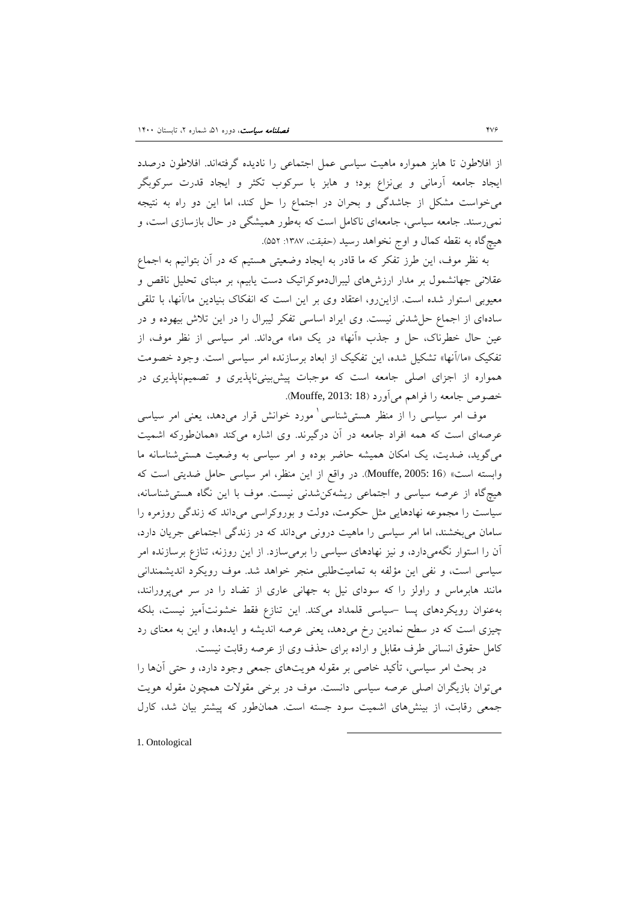از افلاطون تا هابز همواره ماهیت سیاسی عمل اجتماعی را نادیده گرفته‌اند. افلاطون درصدد ایجاد جامعه آرمانی و بی‌نزاع بود؛ و هابز با سرکوب تکثر و ایجاد قدرت سرکوبگر می‌خواست مشکل از جاشدگی و بحران در اجتماع را حل کند، اما این دو راه به نتیجه نمی‌رسند. جامعه سیاسی، جامعه‌ای ناکامل است که به‌طور همیشگی در حال بازسازی است، و هیچ‌گاه به نقطه کمال و اوج نخواهد رسید (حقیقت، ۱۳۸۷: ۵۵۲).

به نظر موف، این طرز تفکر که ما قادر به ایجاد وضعیتی هستیم که در آن بتوانیم به اجماع عقلانی جهانشمول بر مدار ارزش‌های لیبرال‌دموکراتیک دست یابیم، بر مبنای تحلیل ناقص و معیوبی استوار شده است. ازاین‌رو، اعتقاد وی بر این است که انفکاک بنیادین ما/آنها، با تلقی ساده‌ای از اجماع حل‌شدنی نیست. وی ایراد اساسی تفکر لیبرال را در این تلاش بیهوده و در عین حال خطرناک، حل و جذب «آنها» در یک «ما» می‌داند. امر سیاسی از نظر موف، از تفکیک «ما/آنها» تشکیل شده، این تفکیک از ابعاد برسازنده امر سیاسی است. وجود خصومت همواره از اجزای اصلی جامعه است که موجبات پیش‌بینی‌ناپذیری و تصمیم‌ناپذیری در خصوص جامعه را فراهم می‌آورد (Mouffe, 2013: 18).

موف امر سیاسی را از منظر هستی‌شناسی[1] مورد خوانش قرار می‌دهد، یعنی امر سیاسی عرصه‌ای است که همه افراد جامعه در آن درگیرند. وی اشاره می‌کند «همان‌طورکه اشمیت می‌گوید، ضدیت، یک امکان همیشه حاضر بوده و امر سیاسی به وضعیت هستی‌شناسانه ما وابسته است» (Mouffe, 2005: 16). در واقع از این منظر، امر سیاسی حامل ضدیتی است که هیچ‌گاه از عرصه سیاسی و اجتماعی ریشه‌کن‌شدنی نیست. موف با این نگاه هستی‌شناسانه، سیاست را مجموعه نهادهایی مثل حکومت، دولت و بوروکراسی می‌داند که زندگی روزمره را سامان می‌بخشند، اما امر سیاسی را ماهیت درونی می‌داند که در زندگی اجتماعی جریان دارد، آن را استوار نگه‌می‌دارد، و نیز نهادهای سیاسی را برمی‌سازد. از این روزنه، تنازع برسازنده امر سیاسی است، و نفی این مؤلفه به تمامیت‌طلبی منجر خواهد شد. موف رویکرد اندیشمندانی مانند هابرماس و راولز را که سودای نیل به جهانی عاری از تضاد را در سر می‌پرورانند، به‌عنوان رویکردهای پسا -سیاسی قلمداد می‌کند. این تنازع فقط خشونت‌آمیز نیست، بلکه چیزی است که در سطح نمادین رخ می‌دهد، یعنی عرصه اندیشه و ایده‌ها، و این به معنای رد کامل حقوق انسانی طرف مقابل و اراده برای حذف وی از عرصه رقابت نیست.

در بحث امر سیاسی، تأکید خاصی بر مقوله هویت‌های جمعی وجود دارد، و حتی آنها را می‌توان بازیگران اصلی عرصه سیاسی دانست. موف در برخی مقولات همچون مقوله هویت جمعی رقابت، از بینش‌های اشمیت سود جسته است. همان‌طور که پیشتر بیان شد، کارل

---

1. Ontological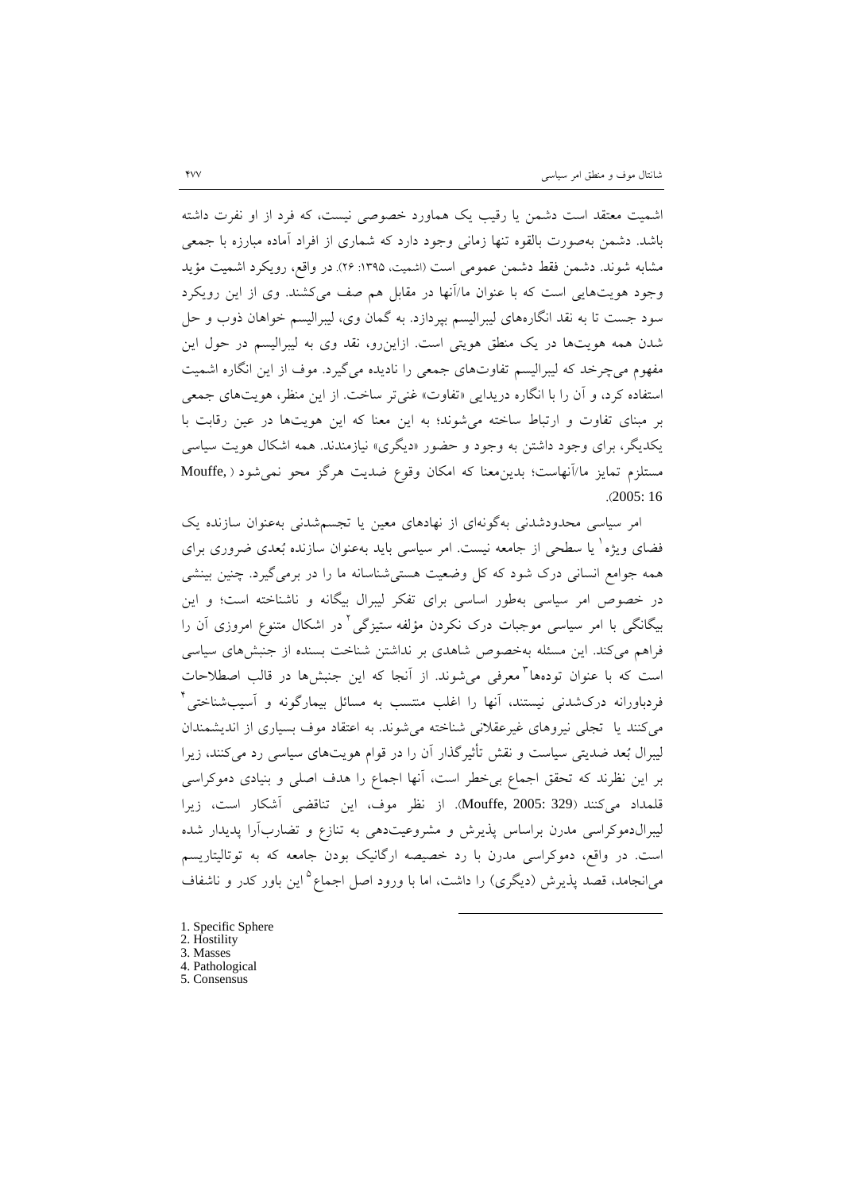اشمیت معتقد است دشمن یا رقیب یک هماورد خصوصی نیست، که فرد از او نفرت داشته باشد. دشمن به‌صورت بالقوه تنها زمانی وجود دارد که شماری از افراد آماده مبارزه با جمعی مشابه شوند. دشمن فقط دشمن عمومی است (اشمیت، ۱۳۹۵: ۲۶). در واقع، رویکرد اشمیت مؤید وجود هویت‌هایی است که با عنوان ما/آنها در مقابل هم صف می‌کشند. وی از این رویکرد سود جست تا به نقد انگاره‌های لیبرالیسم بپردازد. به گمان وی، لیبرالیسم خواهان ذوب و حل شدن همه هویت‌ها در یک منطق هویتی است. ازاین‌رو، نقد وی به لیبرالیسم در حول این مفهوم می‌چرخد که لیبرالیسم تفاوت‌های جمعی را نادیده می‌گیرد. موف از این انگاره اشمیت استفاده کرد، و آن را با انگاره دریدایی «تفاوت» غنی‌تر ساخت. از این منظر، هویت‌های جمعی بر مبنای تفاوت و ارتباط ساخته می‌شوند؛ به این معنا که این هویت‌ها در عین رقابت با یکدیگر، برای وجود داشتن به وجود و حضور «دیگری» نیازمندند. همه اشکال هویت سیاسی مستلزم تمایز ما/آنهاست؛ بدین‌معنا که امکان وقوع ضدیت هرگز محو نمی‌شود (Mouffe, 2005: 16).

امر سیاسی محدودشدنی به‌گونه‌ای از نهادهای معین یا تجسم‌شدنی به‌عنوان سازنده یک فضای ویژه[1] یا سطحی از جامعه نیست. امر سیاسی باید به‌عنوان سازنده بُعدی ضروری برای همه جوامع انسانی درک شود که کل وضعیت هستی‌شناسانه ما را در برمی‌گیرد. چنین بینشی در خصوص امر سیاسی به‌طور اساسی برای تفکر لیبرال بیگانه و ناشناخته است؛ و این بیگانگی با امر سیاسی موجبات درک نکردن مؤلفه ستیزگی[2] در اشکال متنوع امروزی آن را فراهم می‌کند. این مسئله به‌خصوص شاهدی بر نداشتن شناخت بسنده از جنبش‌های سیاسی است که با عنوان توده‌ها[3] معرفی می‌شوند. از آنجا که این جنبش‌ها در قالب اصطلاحات فردباورانه درک‌شدنی نیستند، آنها را اغلب منتسب به مسائل بیمارگونه و آسیب‌شناختی[4] می‌کنند یا تجلی نیروهای غیرعقلانی شناخته می‌شوند. به اعتقاد موف بسیاری از اندیشمندان لیبرال بُعد ضدیتی سیاست و نقش تأثیرگذار آن را در قوام هویت‌های سیاسی رد می‌کنند، زیرا بر این نظرند که تحقق اجماع بی‌خطر است، آنها اجماع را هدف اصلی و بنیادی دموکراسی قلمداد می‌کنند (Mouffe, 2005: 329). از نظر موف، این تناقضی آشکار است، زیرا لیبرال‌دموکراسی مدرن براساس پذیرش و مشروعیت‌دهی به تنازع و تضارب‌آرا پدیدار شده است. در واقع، دموکراسی مدرن با رد خصیصه ارگانیک بودن جامعه که به توتالیتاریسم می‌انجامد، قصد پذیرش (دیگری) را داشت، اما با ورود اصل اجماع[5] این باور کدر و ناشفاف

---

1. Specific Sphere
2. Hostility
3. Masses
4. Pathological
5. Consensus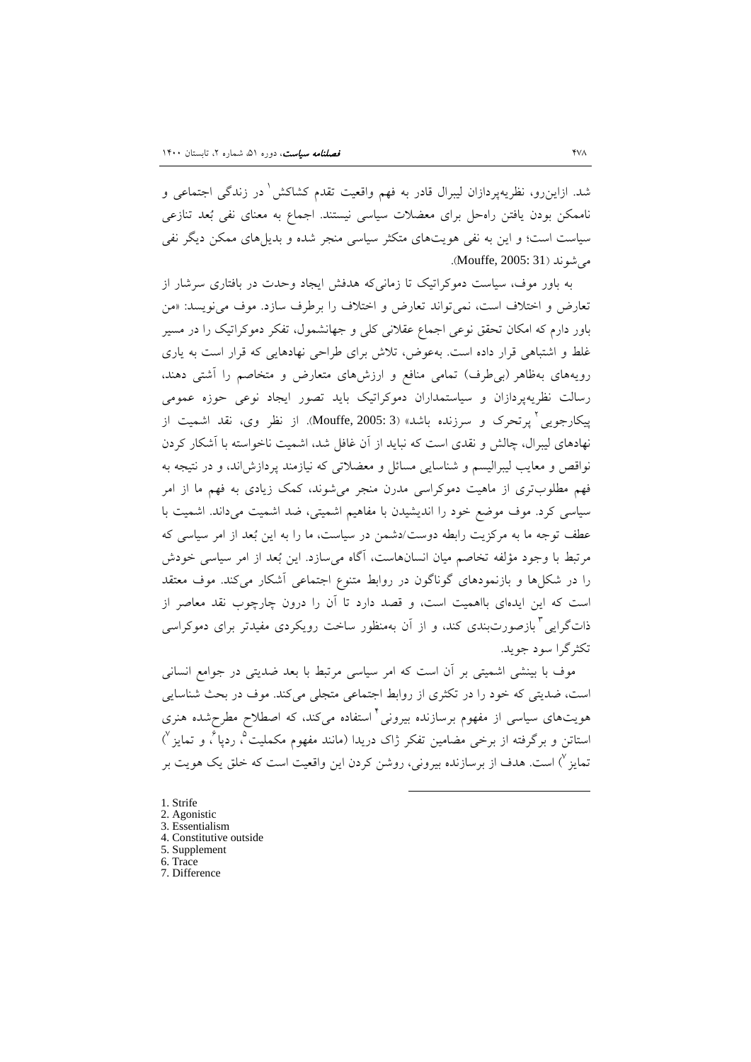شد. ازاین‌رو، نظریه‌پردازان لیبرال قادر به فهم واقعیت تقدم کشاکش[1] در زندگی اجتماعی و ناممکن بودن یافتن راه‌حل برای معضلات سیاسی نیستند. اجماع به معنای نفی بُعد تنازعی سیاست است؛ و این به نفی هویت‌های متکثر سیاسی منجر شده و بدیل‌های ممکن دیگر نفی می‌شوند (Mouffe, 2005: 31).

به باور موف، سیاست دموکراتیک تا زمانی‌که هدفش ایجاد وحدت در بافتاری سرشار از تعارض و اختلاف است، نمی‌تواند تعارض و اختلاف را برطرف سازد. موف می‌نویسد: «من باور دارم که امکان تحقق نوعی اجماع عقلانی کلی و جهانشمول، تفکر دموکراتیک را در مسیر غلط و اشتباهی قرار داده است. به‌عوض، تلاش برای طراحی نهادهایی که قرار است به یاری رویه‌های به‌ظاهر (بی‌طرف) تمامی منافع و ارزش‌های متعارض و متخاصم را آشتی دهند، رسالت نظریه‌پردازان و سیاستمداران دموکراتیک باید تصور ایجاد نوعی حوزه عمومی پیکارجویی[2] پرتحرک و سرزنده باشد» (Mouffe, 2005: 3). از نظر وی، نقد اشمیت از نهادهای لیبرال، چالش و نقدی است که نباید از آن غافل شد، اشمیت ناخواسته با آشکار کردن نواقص و معایب لیبرالیسم و شناسایی مسائل و معضلاتی که نیازمند پردازش‌اند، و در نتیجه به فهم مطلوب‌تری از ماهیت دموکراسی مدرن منجر می‌شوند، کمک زیادی به فهم ما از امر سیاسی کرد. موف موضع خود را اندیشیدن با مفاهیم اشمیتی، ضد اشمیت می‌داند. اشمیت با عطف توجه ما به مرکزیت رابطه دوست/دشمن در سیاست، ما را به این بُعد از امر سیاسی که مرتبط با وجود مؤلفه تخاصم میان انسان‌هاست، آگاه می‌سازد. این بُعد از امر سیاسی خودش را در شکل‌ها و بازنمودهای گوناگون در روابط متنوع اجتماعی آشکار می‌کند. موف معتقد است که این ایده‌ای بااهمیت است، و قصد دارد تا آن را درون چارچوب نقد معاصر از ذات‌گرایی[3] بازصورت‌بندی کند، و از آن به‌منظور ساخت رویکردی مفیدتر برای دموکراسی تکثرگرا سود جوید.

موف با بینشی اشمیتی بر آن است که امر سیاسی مرتبط با بعد ضدیتی در جوامع انسانی است، ضدیتی که خود را در تکثری از روابط اجتماعی متجلی می‌کند. موف در بحث شناسایی هویت‌های سیاسی از مفهوم برسازنده بیرونی[4] استفاده می‌کند، که اصطلاح مطرح‌شده هنری استاتن و برگرفته از برخی مضامین تفکر ژاک دریدا (مانند مفهوم مکملیت[5]، ردپا[6]، و تمایز[7]) است. هدف از برسازنده بیرونی، روشن کردن این واقعیت است که خلق یک هویت بر

---

1. Strife
2. Agonistic
3. Essentialism
4. Constitutive outside
5. Supplement
6. Trace
7. Difference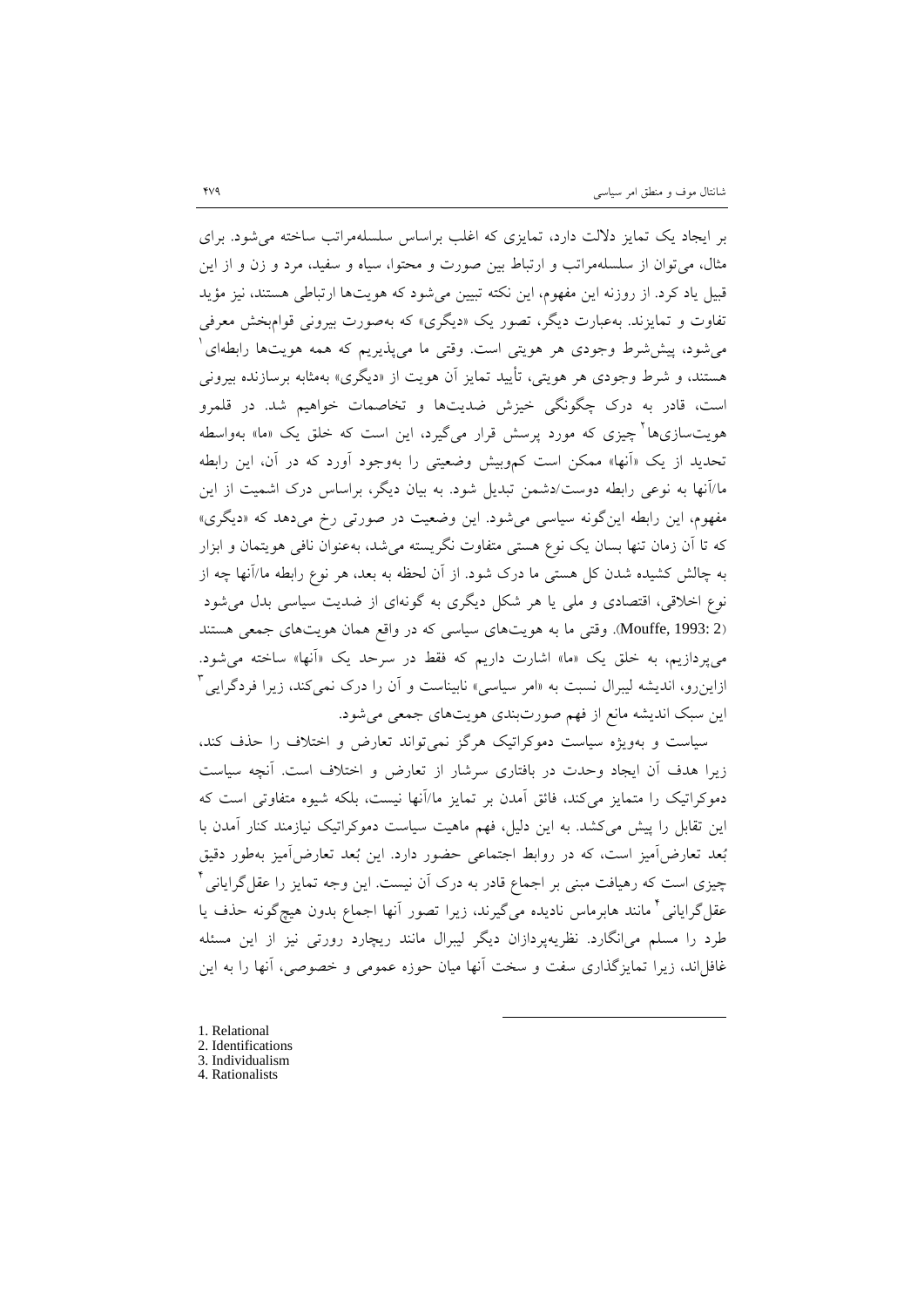بر ایجاد یک تمایز دلالت دارد، تمایزی که اغلب براساس سلسله‌مراتب ساخته می‌شود. برای مثال، می‌توان از سلسله‌مراتب و ارتباط بین صورت و محتوا، سیاه و سفید، مرد و زن و از این قبیل یاد کرد. از روزنه این مفهوم، این نکته تبیین می‌شود که هویت‌ها ارتباطی هستند، نیز مؤید تفاوت و تمایزند. به‌عبارت دیگر، تصور یک «دیگری» که به‌صورت بیرونی قوام‌بخش معرفی می‌شود، پیش‌شرط وجودی هر هویتی است. وقتی ما می‌پذیریم که همه هویت‌ها رابطه‌ای[1] هستند، و شرط وجودی هر هویتی، تأیید تمایز آن هویت از «دیگری» به‌مثابه برسازنده بیرونی است، قادر به درک چگونگی خیزش ضدیت‌ها و تخاصمات خواهیم شد. در قلمرو هویت‌سازی‌ها[2] چیزی که مورد پرسش قرار می‌گیرد، این است که خلق یک «ما» به‌واسطه تحدید از یک «آنها» ممکن است کم‌وبیش وضعیتی را به‌وجود آورد که در آن، این رابطه ما/آنها به نوعی رابطه دوست/دشمن تبدیل شود. به بیان دیگر، براساس درک اشمیت از این مفهوم، این رابطه این‌گونه سیاسی می‌شود. این وضعیت در صورتی رخ می‌دهد که «دیگری» که تا آن زمان تنها بسان یک نوع هستی متفاوت نگریسته می‌شد، به‌عنوان نافی هویتمان و ابزار به چالش کشیده شدن کل هستی ما درک شود. از آن لحظه به بعد، هر نوع رابطه ما/آنها چه از نوع اخلاقی، اقتصادی و ملی یا هر شکل دیگری به گونه‌ای از ضدیت سیاسی بدل می‌شود (Mouffe, 1993: 2). وقتی ما به هویت‌های سیاسی که در واقع همان هویت‌های جمعی هستند می‌پردازیم، به خلق یک «ما» اشارت داریم که فقط در سرحد یک «آنها» ساخته می‌شود. ازاین‌رو، اندیشه لیبرال نسبت به «امر سیاسی» نابیناست و آن را درک نمی‌کند، زیرا فردگرایی[3] این سبک اندیشه مانع از فهم صورت‌بندی هویت‌های جمعی می‌شود.

سیاست و به‌ویژه سیاست دموکراتیک هرگز نمی‌تواند تعارض و اختلاف را حذف کند، زیرا هدف آن ایجاد وحدت در بافتاری سرشار از تعارض و اختلاف است. آنچه سیاست دموکراتیک را متمایز می‌کند، فائق آمدن بر تمایز ما/آنها نیست، بلکه شیوه متفاوتی است که این تقابل را پیش می‌کشد. به این دلیل، فهم ماهیت سیاست دموکراتیک نیازمند کنار آمدن با بُعد تعارض‌آمیز است، که در روابط اجتماعی حضور دارد. این بُعد تعارض‌آمیز به‌طور دقیق چیزی است که رهیافت مبنی بر اجماع قادر به درک آن نیست. این وجه تمایز را عقل‌گرایانی[4] عقل‌گرایانی[4] مانند هابرماس نادیده می‌گیرند، زیرا تصور آنها اجماع بدون هیچ‌گونه حذف یا طرد را مسلم می‌انگارد. نظریه‌پردازان دیگر لیبرال مانند ریچارد رورتی نیز از این مسئله غافل‌اند، زیرا تمایزگذاری سفت و سخت آنها میان حوزه عمومی و خصوصی، آنها را به این

---

1. Relational
2. Identifications
3. Individualism
4. Rationalists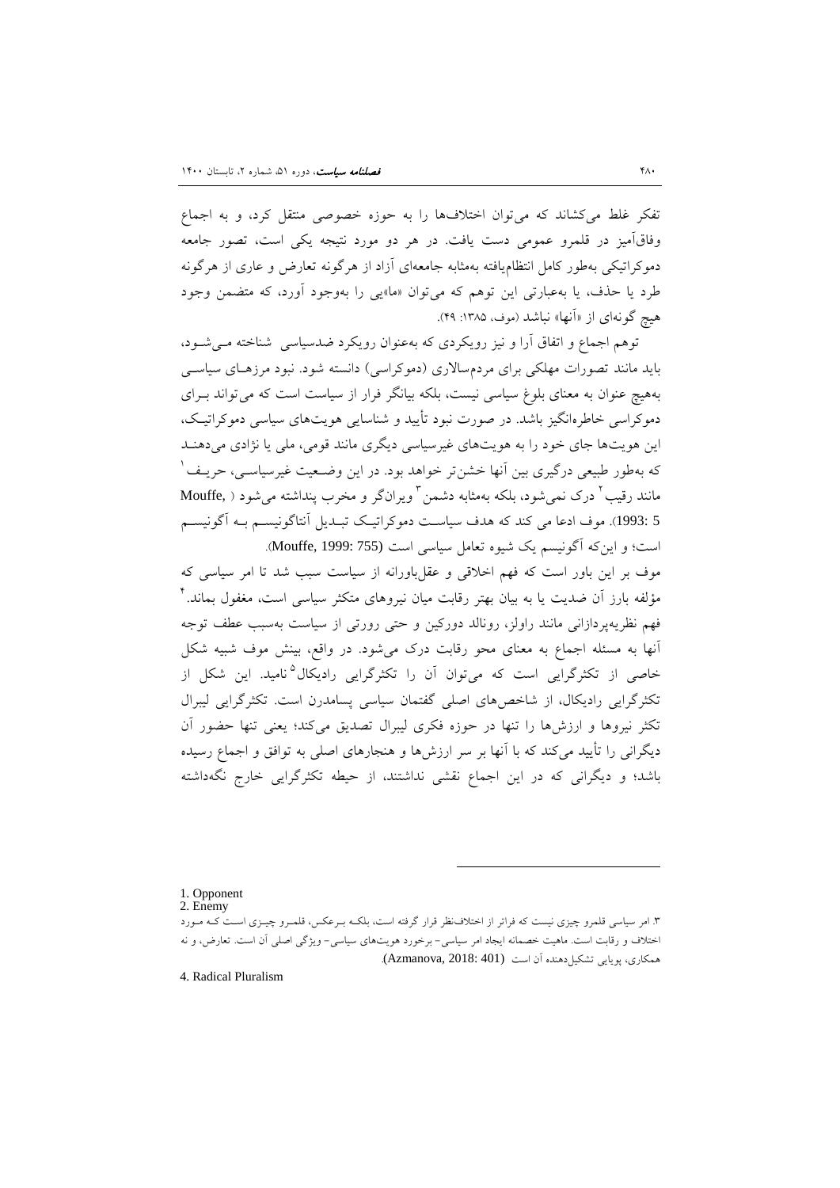تفکر غلط می‌کشاند که می‌توان اختلاف‌ها را به حوزه خصوصی منتقل کرد، و به اجماع وفاق‌آمیز در قلمرو عمومی دست یافت. در هر دو مورد نتیجه یکی است، تصور جامعه دموکراتیکی به‌طور کامل انتظام‌یافته به‌مثابه جامعه‌ای آزاد از هرگونه تعارض و عاری از هرگونه طرد یا حذف، یا به‌عبارتی این توهم که می‌توان «ما»یی را به‌وجود آورد، که متضمن وجود هیچ گونه‌ای از «آنها» نباشد (موف، ۱۳۸۵: ۴۹).

توهم اجماع و اتفاق آرا و نیز رویکردی که به‌عنوان رویکرد ضدسیاسی شناخته می‌شود، باید مانند تصورات مهلکی برای مردم‌سالاری (دموکراسی) دانسته شود. نبود مرزهای سیاسی به‌هیچ عنوان به معنای بلوغ سیاسی نیست، بلکه بیانگر فرار از سیاست است که می‌تواند برای دموکراسی خطرانگیز باشد. در صورت نبود تأیید و شناسایی هویت‌های سیاسی دموکراتیک، این هویت‌ها جای خود را به هویت‌های غیرسیاسی دیگری مانند قومی، ملی یا نژادی می‌دهند که به‌طور طبیعی درگیری بین آنها خشن‌تر خواهد بود. در این وضعیت غیرسیاسی، حریف[1] مانند رقیب[2] درک نمی‌شود، بلکه به‌مثابه دشمن[3] ویرانگر و مخرب پنداشته می‌شود (Mouffe, 1993: 5). موف ادعا می کند که هدف سیاست دموکراتیک تبدیل آنتاگونیسم به آگونیسم است؛ و این‌که آگونیسم یک شیوه تعامل سیاسی است (Mouffe, 1999: 755).

موف بر این باور است که فهم اخلاقی و عقل‌باورانه از سیاست سبب شد تا امر سیاسی که مؤلفه بارز آن ضدیت یا به بیان بهتر رقابت میان نیروهای متکثر سیاسی است، مغفول بماند.[4] فهم نظریه‌پردازانی مانند راولز، رونالد دورکین و حتی رورتی از سیاست به‌سبب عطف توجه آنها به مسئله اجماع به معنای محو رقابت درک می‌شود. در واقع، بینش موف شبیه شکل خاصی از تکثرگرایی است که می‌توان آن را تکثرگرایی رادیکال[5] نامید. این شکل از تکثرگرایی رادیکال، از شاخص‌های اصلی گفتمان سیاسی پسامدرن است. تکثرگرایی لیبرال تکثر نیروها و ارزش‌ها را تنها در حوزه فکری لیبرال تصدیق می‌کند؛ یعنی تنها حضور آن دیگرانی را تأیید می‌کند که با آنها بر سر ارزش‌ها و هنجارهای اصلی به توافق و اجماع رسیده باشد؛ و دیگرانی که در این اجماع نقشی نداشتند، از حیطه تکثرگرایی خارج نگه‌داشته

---

1. Opponent
2. Enemy
3. امر سیاسی قلمرو چیزی نیست که فراتر از اختلاف‌نظر قرار گرفته است، بلکه برعکس، قلمرو چیزی است که مورد اختلاف و رقابت است. ماهیت خصمانه ایجاد امر سیاسی- برخورد هویت‌های سیاسی- ویژگی اصلی آن است. تعارض، و نه همکاری، پویایی تشکیل‌دهنده آن است (Azmanova, 2018: 401).
4. Radical Pluralism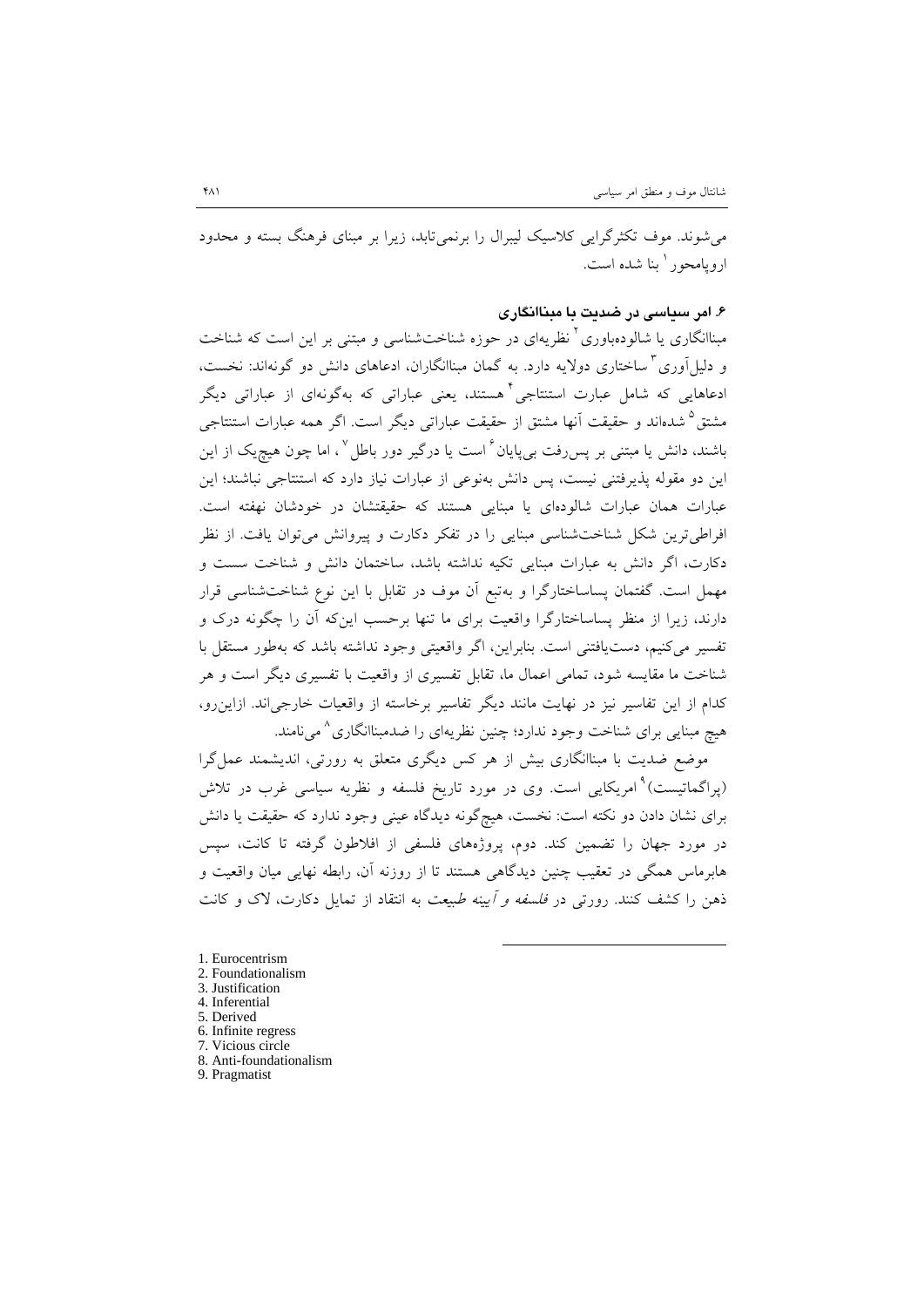می‌شوند. موف تکثرگرایی کلاسیک لیبرال را برنمی‌تابد، زیرا بر مبنای فرهنگ بسته و محدود اروپامحور[1] بنا شده است.

### ۶. امر سیاسی در ضدیت با مبناانگاری

مبناانگاری یا شالوده‌باوری[2] نظریه‌ای در حوزه شناخت‌شناسی و مبتنی بر این است که شناخت و دلیل‌آوری[3] ساختاری دولایه دارد. به گمان مبناانگاران، ادعاهای دانش دو گونه‌اند: نخست، ادعاهایی که شامل عبارت استنتاجی[4] هستند، یعنی عباراتی که به‌گونه‌ای از عباراتی دیگر مشتق[5] شده‌اند و حقیقت آنها مشتق از حقیقت عباراتی دیگر است. اگر همه عبارات استنتاجی باشند، دانش یا مبتنی بر پس‌رفت بی‌پایان[6] است یا درگیر دور باطل[7]، اما چون هیچ‌یک از این این دو مقوله پذیرفتنی نیست، پس دانش به‌نوعی از عبارات نیاز دارد که استنتاجی نباشند؛ این عبارات همان عبارات شالوده‌ای یا مبنایی هستند که حقیقتشان در خودشان نهفته است. افراطی‌ترین شکل شناخت‌شناسی مبنایی را در تفکر دکارت و پیروانش می‌توان یافت. از نظر دکارت، اگر دانش به عبارات مبنایی تکیه نداشته باشد، ساختمان دانش و شناخت سست و مهمل است. گفتمان پساساختارگرا و به‌تبع آن موف در تقابل با این نوع شناخت‌شناسی قرار دارند، زیرا از منظر پساساختارگرا واقعیت برای ما تنها برحسب این‌که آن را چگونه درک و تفسیر می‌کنیم، دست‌یافتنی است. بنابراین، اگر واقعیتی وجود نداشته باشد که به‌طور مستقل با شناخت ما مقایسه شود، تمامی اعمال ما، تقابل تفسیری از واقعیت با تفسیری دیگر است و هر کدام از این تفاسیر نیز در نهایت مانند دیگر تفاسیر برخاسته از واقعیات خارجی‌اند. ازاین‌رو، هیچ مبنایی برای شناخت وجود ندارد؛ چنین نظریه‌ای را ضدمبناانگاری[8] می‌نامند.

موضع ضدیت با مبناانگاری بیش از هر کس دیگری متعلق به رورتی، اندیشمند عمل‌گرا (پراگماتیست)[9] امریکایی است. وی در مورد تاریخ فلسفه و نظریه سیاسی غرب در تلاش برای نشان دادن دو نکته است: نخست، هیچ‌گونه دیدگاه عینی وجود ندارد که حقیقت یا دانش در مورد جهان را تضمین کند. دوم، پروژه‌های فلسفی از افلاطون گرفته تا کانت، سپس هابرماس همگی در تعقیب چنین دیدگاهی هستند تا از روزنه آن، رابطه نهایی میان واقعیت و ذهن را کشف کنند. رورتی در *فلسفه و آینه طبیعت* به انتقاد از تمایل دکارت، لاک و کانت

1. Eurocentrism
2. Foundationalism
3. Justification
4. Inferential
5. Derived
6. Infinite regress
7. Vicious circle
8. Anti-foundationalism
9. Pragmatist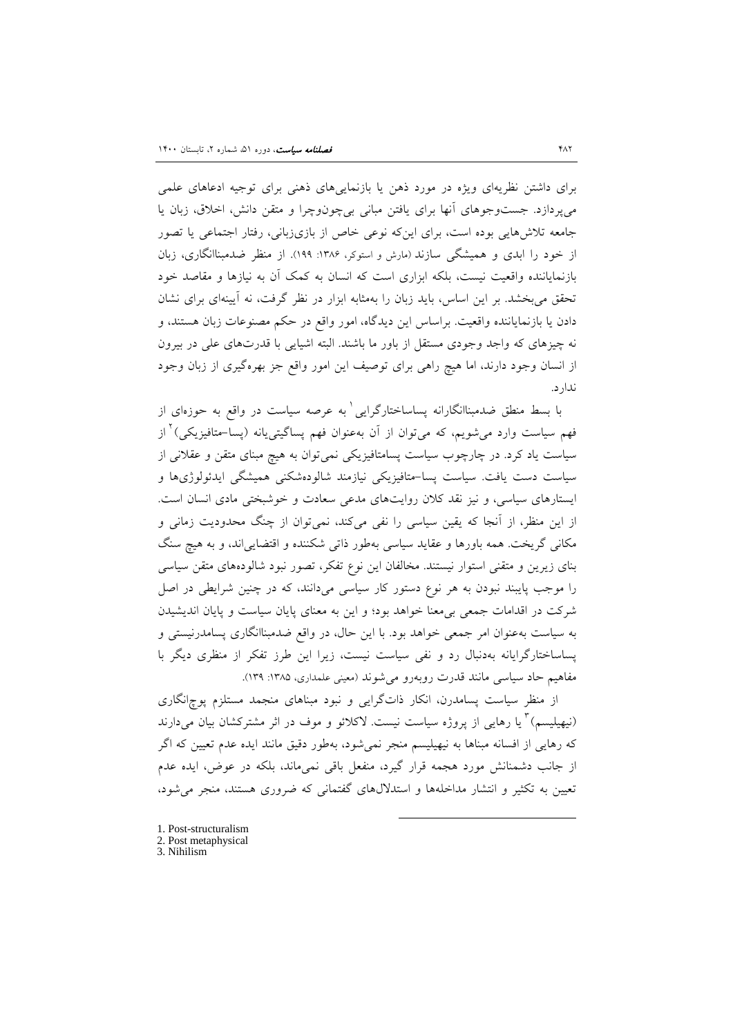برای داشتن نظریه‌ای ویژه در مورد ذهن یا بازنمایی‌های ذهنی برای توجیه ادعاهای علمی می‌پردازد. جست‌وجوهای آنها برای یافتن مبانی بی‌چون‌وچرا و متقن دانش، اخلاق، زبان یا جامعه تلاش‌هایی بوده است، برای این‌که نوعی خاص از بازی‌زبانی، رفتار اجتماعی یا تصور از خود را ابدی و همیشگی سازند (مارش و استوکر، ۱۳۸۶: ۱۹۹). از منظر ضدمبناانگاری، زبان بازنمایاننده واقعیت نیست، بلکه ابزاری است که انسان به کمک آن به نیازها و مقاصد خود تحقق می‌بخشد. بر این اساس، باید زبان را به‌مثابه ابزار در نظر گرفت، نه آیینه‌ای برای نشان دادن یا بازنمایاننده واقعیت. براساس این دیدگاه، امور واقع در حکم مصنوعات زبان هستند، و نه چیزهای که واجد وجودی مستقل از باور ما باشند. البته اشیایی با قدرت‌های علی در بیرون از انسان وجود دارند، اما هیچ راهی برای توصیف این امور واقع جز بهره‌گیری از زبان وجود ندارد.

با بسط منطق ضدمبناانگارانه پساساختارگرایی[1] به عرصه سیاست در واقع به حوزه‌ای از فهم سیاست وارد می‌شویم، که می‌توان از آن به‌عنوان فهم پساگیتی‌یانه (پسا-متافیزیکی)[2] از سیاست یاد کرد. در چارچوب سیاست پسامتافیزیکی نمی‌توان به هیچ مبنای متقن و عقلانی از سیاست دست یافت. سیاست پسا-متافیزیکی نیازمند شالوده‌شکنی همیشگی ایدئولوژی‌ها و ایستارهای سیاسی، و نیز نقد کلان روایت‌های مدعی سعادت و خوشبختی مادی انسان است. از این منظر، از آنجا که یقین سیاسی را نفی می‌کند، نمی‌توان از چنگ محدودیت زمانی و مکانی گریخت. همه باورها و عقاید سیاسی به‌طور ذاتی شکننده و اقتضایی‌اند، و به هیچ سنگ بنای زیرین و متقنی استوار نیستند. مخالفان این نوع تفکر، تصور نبود شالوده‌های متقن سیاسی را موجب پایبند نبودن به هر نوع دستور کار سیاسی می‌دانند، که در چنین شرایطی در اصل شرکت در اقدامات جمعی بی‌معنا خواهد بود؛ و این به معنای پایان سیاست و پایان اندیشیدن به سیاست به‌عنوان امر جمعی خواهد بود. با این حال، در واقع ضدمبناانگاری پسامدرنیستی و پساساختارگرایانه به‌دنبال رد و نفی سیاست نیست، زیرا این طرز تفکر از منظری دیگر با مفاهیم حاد سیاسی مانند قدرت روبه‌رو می‌شوند (معینی علمداری، ۱۳۸۵: ۱۳۹).

از منظر سیاست پسامدرن، انکار ذات‌گرایی و نبود مبناهای منجمد مستلزم پوچ‌انگاری (نیهیلیسم)[3] یا رهایی از پروژه سیاست نیست. لاکلائو و موف در اثر مشترکشان بیان می‌دارند که رهایی از افسانه مبناها به نیهیلیسم منجر نمی‌شود، به‌طور دقیق مانند ایده عدم تعیین که اگر از جانب دشمنانش مورد هجمه قرار گیرد، منفعل باقی نمی‌ماند، بلکه در عوض، ایده عدم تعیین به تکثیر و انتشار مداخله‌ها و استدلال‌های گفتمانی که ضروری هستند، منجر می‌شود،

---

1. Post-structuralism
2. Post metaphysical
3. Nihilism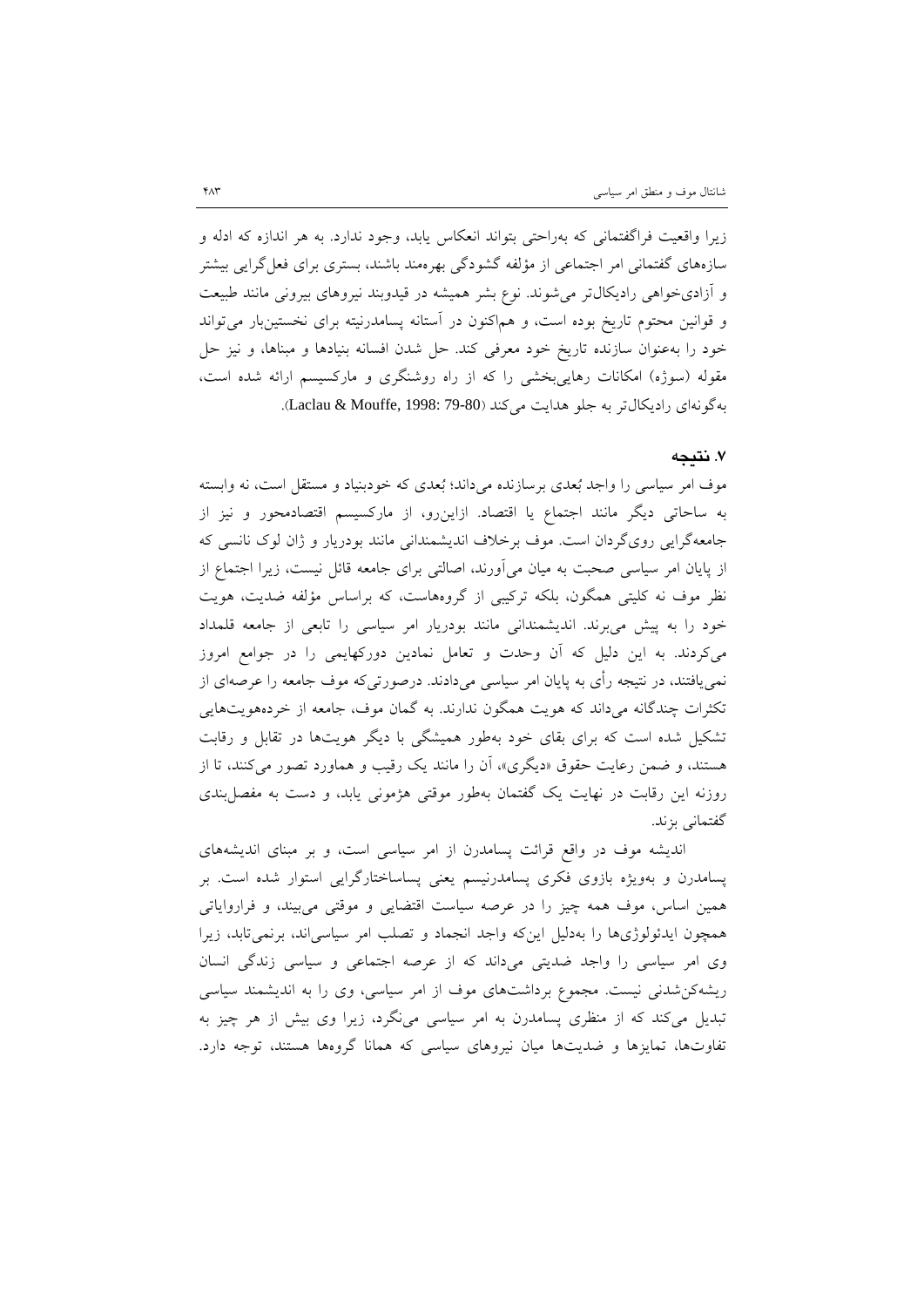زیرا واقعیت فراگفتمانی که به‌راحتی بتواند انعکاس یابد، وجود ندارد. به هر اندازه که ادله و سازه‌های گفتمانی امر اجتماعی از مؤلفه گشودگی بهره‌مند باشند، بستری برای فعل‌گرایی بیشتر و آزادی‌خواهی رادیکال‌تر می‌شوند. نوع بشر همیشه در قیدوبند نیروهای بیرونی مانند طبیعت و قوانین محتوم تاریخ بوده است، و هم‌اکنون در آستانه پسامدرنیته برای نخستین‌بار می‌تواند خود را به‌عنوان سازنده تاریخ خود معرفی کند. حل شدن افسانه بنیادها و مبناها، و نیز حل مقوله (سوژه) امکانات رهایی‌بخشی را که از راه روشنگری و مارکسیسم ارائه شده است، به‌گونه‌ای رادیکال‌تر به جلو هدایت می‌کند (Laclau & Mouffe, 1998: 79-80).

## ۷. نتیجه

موف امر سیاسی را واجد بُعدی برسازنده می‌داند؛ بُعدی که خودبنیاد و مستقل است، نه وابسته به ساحاتی دیگر مانند اجتماع یا اقتصاد. ازاین‌رو، از مارکسیسم اقتصادمحور و نیز از جامعه‌گرایی روی‌گردان است. موف برخلاف اندیشمندانی مانند بودریار و ژان لوک نانسی که از پایان امر سیاسی صحبت به میان می‌آورند، اصالتی برای جامعه قائل نیست، زیرا اجتماع از نظر موف نه کلیتی همگون، بلکه ترکیبی از گروه‌هاست، که براساس مؤلفه ضدیت، هویت خود را به پیش می‌برند. اندیشمندانی مانند بودریار امر سیاسی را تابعی از جامعه قلمداد می‌کردند. به این دلیل که آن وحدت و تعامل نمادین دورکهایمی را در جوامع امروز نمی‌یافتند، در نتیجه رأی به پایان امر سیاسی می‌دادند. درصورتی‌که موف جامعه را عرصه‌ای از تکثرات چندگانه می‌داند که هویت همگون ندارند. به گمان موف، جامعه از خرده‌هویت‌هایی تشکیل شده است که برای بقای خود به‌طور همیشگی با دیگر هویت‌ها در تقابل و رقابت هستند، و ضمن رعایت حقوق «دیگری»، آن را مانند یک رقیب و هماورد تصور می‌کنند، تا از روزنه این رقابت در نهایت یک گفتمان به‌طور موقتی هژمونی یابد، و دست به مفصل‌بندی گفتمانی بزند.

اندیشه موف در واقع قرائت پسامدرن از امر سیاسی است، و بر مبنای اندیشه‌های پسامدرن و به‌ویژه بازوی فکری پسامدرنیسم یعنی پساساختارگرایی استوار شده است. بر همین اساس، موف همه چیز را در عرصه سیاست اقتضایی و موقتی می‌بیند، و فراروایاتی همچون ایدئولوژی‌ها را به‌دلیل این‌که واجد انجماد و تصلب امر سیاسی‌اند، برنمی‌تابد، زیرا وی امر سیاسی را واجد ضدیتی می‌داند که از عرصه اجتماعی و سیاسی زندگی انسان ریشه‌کن‌شدنی نیست. مجموع برداشت‌های موف از امر سیاسی، وی را به اندیشمند سیاسی تبدیل می‌کند که از منظری پسامدرن به امر سیاسی می‌نگرد، زیرا وی بیش از هر چیز به تفاوت‌ها، تمایزها و ضدیت‌ها میان نیروهای سیاسی که همانا گروه‌ها هستند، توجه دارد.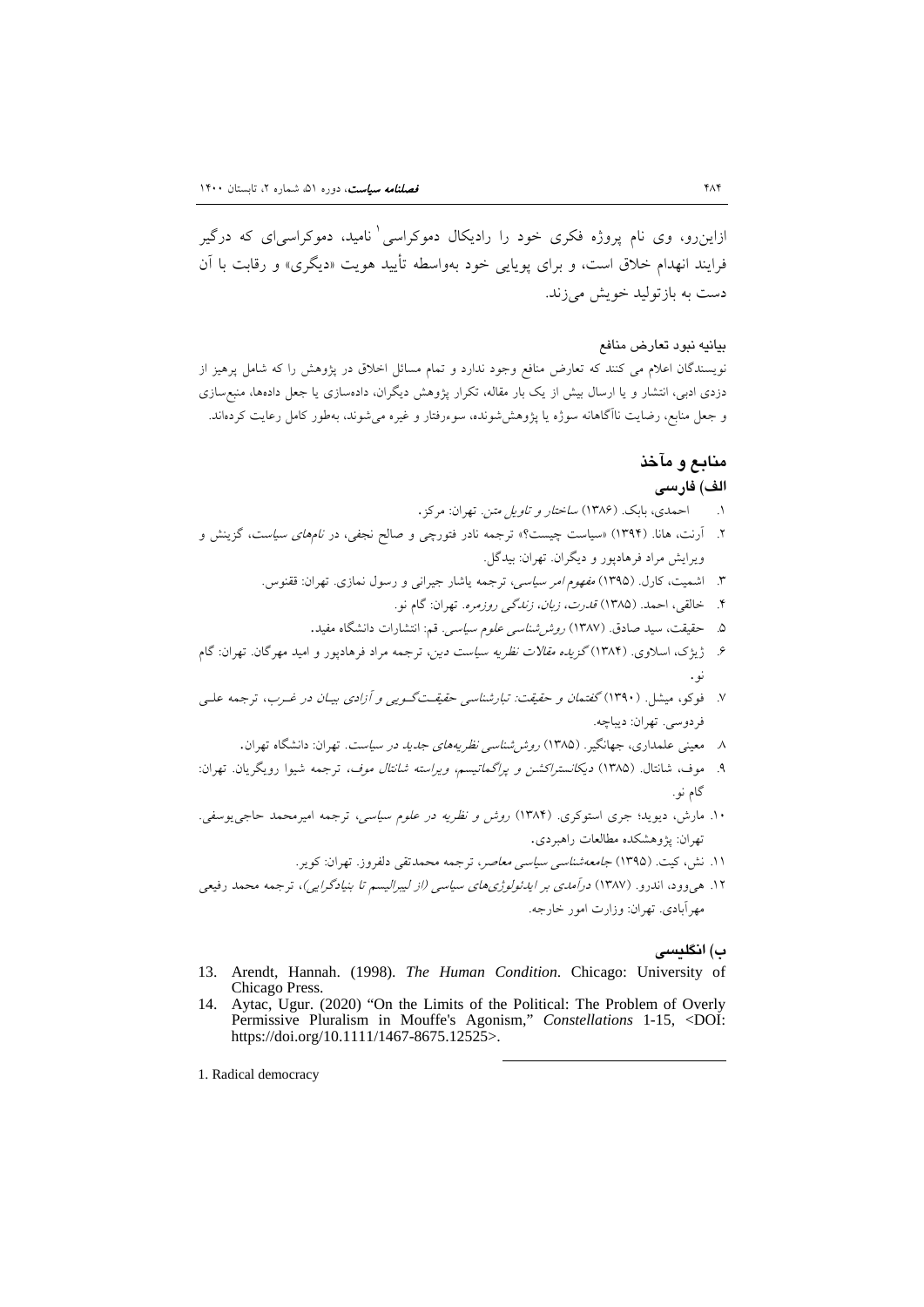ازاین‌رو، وی نام پروژه فکری خود را رادیکال دموکراسی[1] نامید، دموکراسی‌ای که درگیر فرایند انهدام خلاق است، و برای پویایی خود به‌واسطه تأیید هویت «دیگری» و رقابت با آن دست به بازتولید خویش می‌زند.

**بیانیه نبود تعارض منافع**

نویسندگان اعلام می کنند که تعارض منافع وجود ندارد و تمام مسائل اخلاق در پژوهش را که شامل پرهیز از دزدی ادبی، انتشار و یا ارسال بیش از یک بار مقاله، تکرار پژوهش دیگران، داده‌سازی یا جعل داده‌ها، منبع‌سازی و جعل منابع، رضایت ناآگاهانه سوژه یا پژوهش‌شونده، سوءرفتار و غیره می‌شوند، به‌طور کامل رعایت کرده‌اند.

## منابع و مآخذ

### الف) فارسی

۱. احمدی، بابک. (۱۳۸۶) *ساختار و تاویل متن*. تهران: مرکز.

۲. آرنت، هانا. (۱۳۹۴) «سیاست چیست؟» ترجمه نادر فتورچی و صالح نجفی، در *نام‌های سیاست*، گزینش و ویرایش مراد فرهادپور و دیگران. تهران: بیدگل.

۳. اشمیت، کارل. (۱۳۹۵) *مفهوم امر سیاسی*، ترجمه یاشار جیرانی و رسول نمازی. تهران: ققنوس.

۴. خالقی، احمد. (۱۳۸۵) *قدرت، زبان، زندگی روزمره*. تهران: گام نو.

۵. حقیقت، سید صادق. (۱۳۸۷) *روش‌شناسی علوم سیاسی*. قم: انتشارات دانشگاه مفید.

۶. ژیژک، اسلاوی. (۱۳۸۴) *گزیده مقالات نظریه سیاست دین*، ترجمه مراد فرهادپور و امید مهرگان. تهران: گام نو.

۷. فوکو، میشل. (۱۳۹۰) *گفتمان و حقیقت: تبارشناسی حقیقت‌گویی و آزادی بیان در غرب*، ترجمه علی فردوسی. تهران: دیباچه.

۸. معینی علمداری، جهانگیر. (۱۳۸۵) *روش‌شناسی نظریه‌های جدید در سیاست*. تهران: دانشگاه تهران.

۹. موف، شانتال. (۱۳۸۵) *دیکانستراکشن و پراگماتیسم، ویراسته شانتال موف*، ترجمه شیوا رویگریان. تهران: گام نو.

۱۰. مارش، دیوید؛ جری استوکری. (۱۳۸۴) *روش و نظریه در علوم سیاسی*، ترجمه امیرمحمد حاجی‌یوسفی. تهران: پژوهشکده مطالعات راهبردی.

۱۱. نش، کیت. (۱۳۹۵) *جامعه‌شناسی سیاسی معاصر*، ترجمه محمدتقی دلفروز. تهران: کویر.

۱۲. هی‌وود، اندرو. (۱۳۸۷) *درآمدی بر ایدئولوژی‌های سیاسی (از لیبرالیسم تا بنیادگرایی)*، ترجمه محمد رفیعی مهرآبادی. تهران: وزارت امور خارجه.

### ب) انگلیسی

13. Arendt, Hannah. (1998). *The Human Condition*. Chicago: University of Chicago Press.
14. Aytac, Ugur. (2020) "On the Limits of the Political: The Problem of Overly Permissive Pluralism in Mouffe's Agonism," *Constellations* 1-15, <DOI: https://doi.org/10.1111/1467-8675.12525>.

---

1. Radical democracy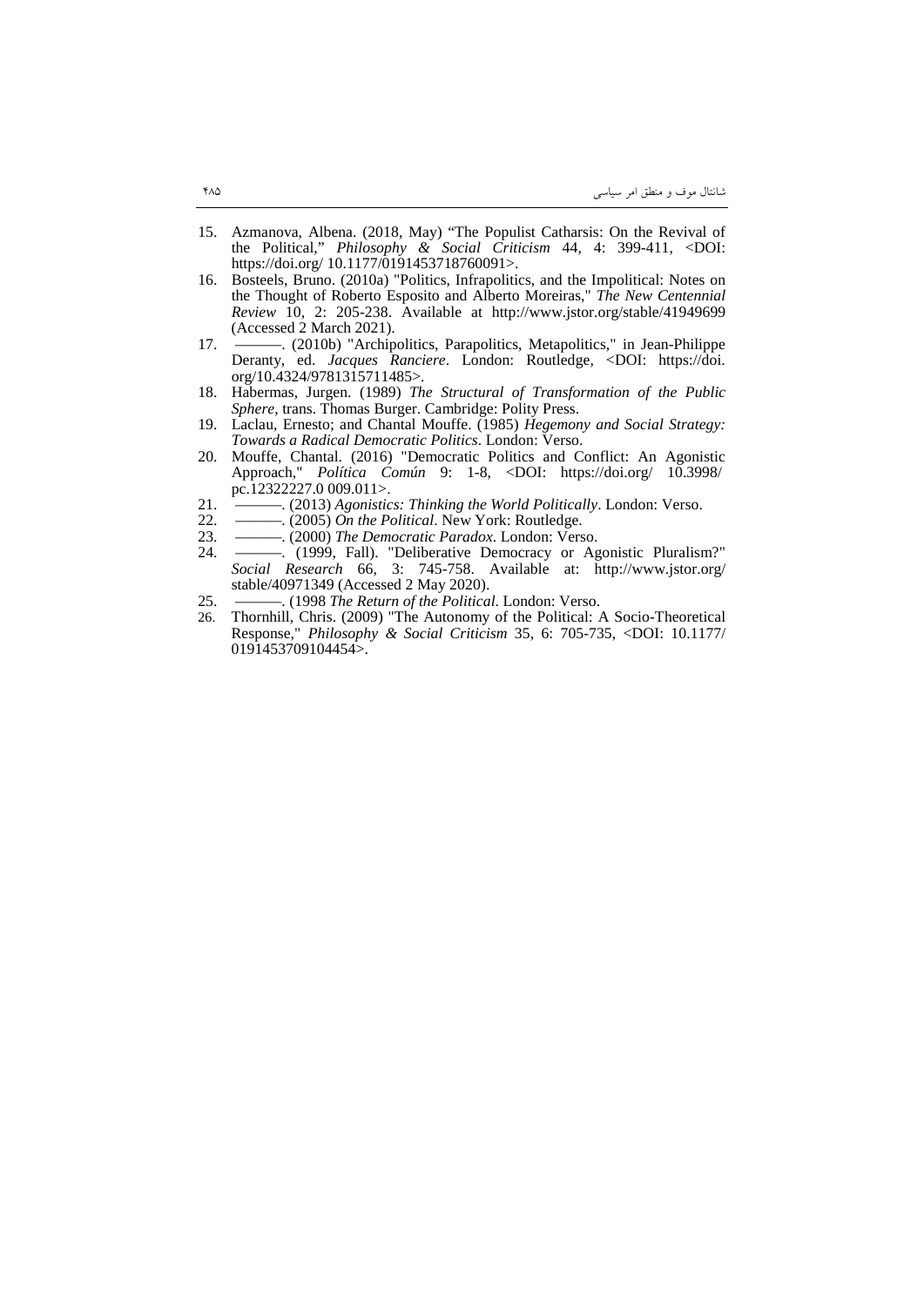15. Azmanova, Albena. (2018, May) “The Populist Catharsis: On the Revival of the Political,” *Philosophy & Social Criticism* 44, 4: 399-411, <DOI: https://doi.org/ 10.1177/0191453718760091>.
16. Bosteels, Bruno. (2010a) "Politics, Infrapolitics, and the Impolitical: Notes on the Thought of Roberto Esposito and Alberto Moreiras," *The New Centennial Review* 10, 2: 205-238. Available at http://www.jstor.org/stable/41949699 (Accessed 2 March 2021).
17. ———. (2010b) "Archipolitics, Parapolitics, Metapolitics," in Jean-Philippe Deranty, ed. *Jacques Ranciere*. London: Routledge, <DOI: https://doi. org/10.4324/9781315711485>.
18. Habermas, Jurgen. (1989) *The Structural of Transformation of the Public Sphere*, trans. Thomas Burger. Cambridge: Polity Press.
19. Laclau, Ernesto; and Chantal Mouffe. (1985) *Hegemony and Social Strategy: Towards a Radical Democratic Politics*. London: Verso.
20. Mouffe, Chantal. (2016) "Democratic Politics and Conflict: An Agonistic Approach," *Política Común* 9: 1-8, <DOI: https://doi.org/ 10.3998/ pc.12322227.0 009.011>.
21. ———. (2013) *Agonistics: Thinking the World Politically*. London: Verso.
22. ———. (2005) *On the Political*. New York: Routledge.
23. ———. (2000) *The Democratic Paradox*. London: Verso.
24. ———. (1999, Fall). "Deliberative Democracy or Agonistic Pluralism?" *Social Research* 66, 3: 745-758. Available at: http://www.jstor.org/ stable/40971349 (Accessed 2 May 2020).
25. ———. (1998 *The Return of the Political*. London: Verso.
26. Thornhill, Chris. (2009) "The Autonomy of the Political: A Socio-Theoretical Response," *Philosophy & Social Criticism* 35, 6: 705-735, <DOI: 10.1177/ 0191453709104454>.